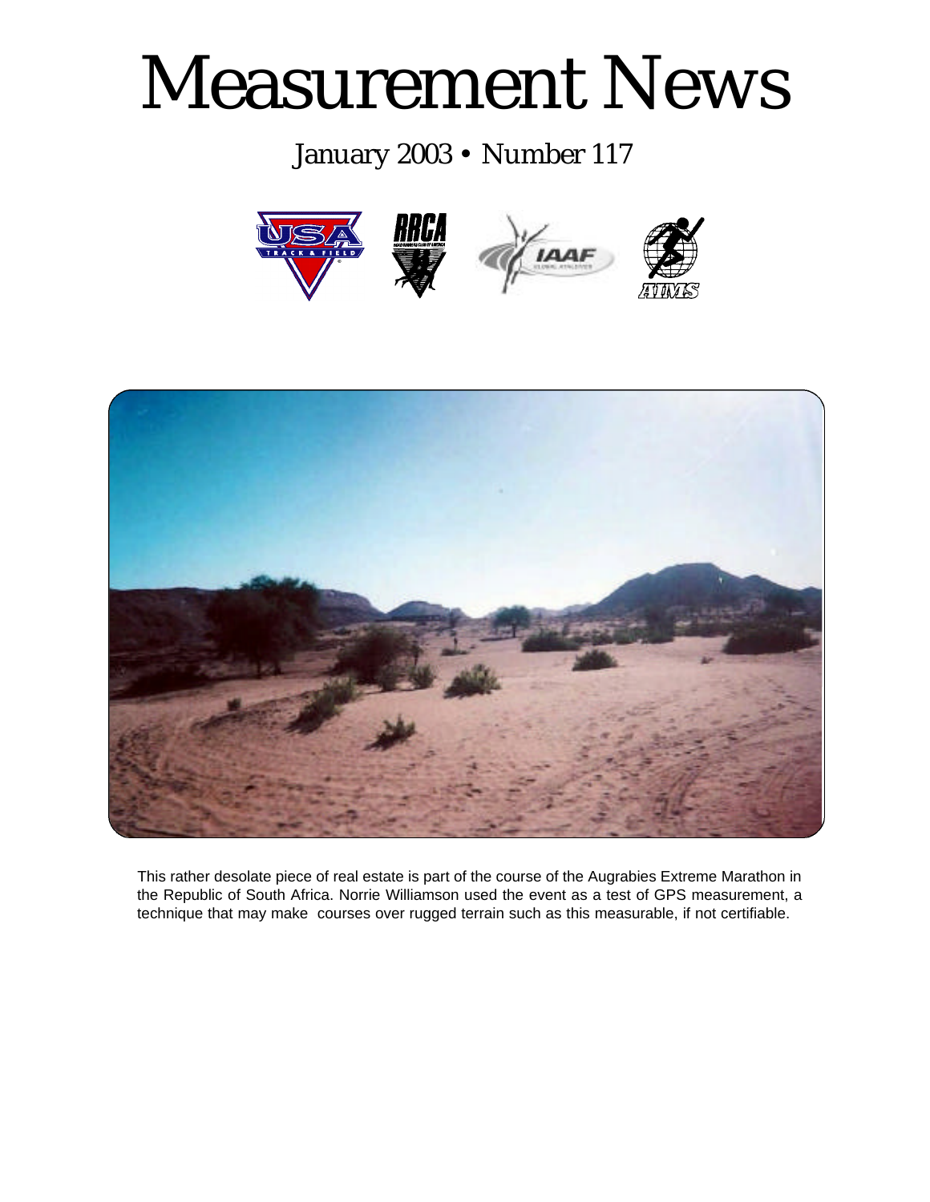# Measurement News

January 2003 • Number 117

This rather desolate piece of real estate is part of the course of the Augrabies Extreme Marathon in the Republic of South Africa. Norrie Williamson used the event as a test of GPS measurement, a technique that may make courses over rugged terrain such as this measurable, if not certifiable.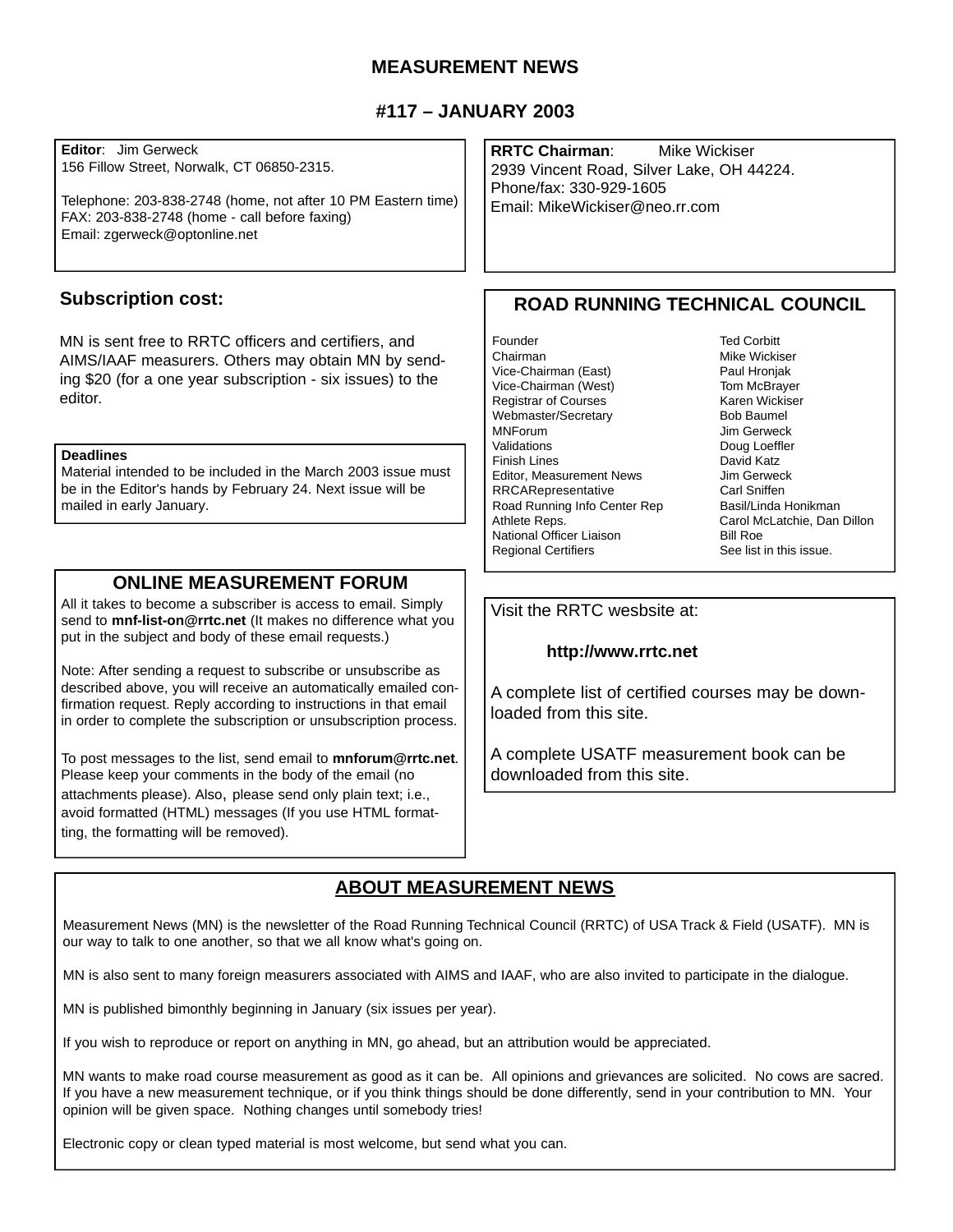# MEASUREMENT NEWS

## #117 – JANUARY 2003

**Editor**: Jim Gerweck
156 Fillow Street, Norwalk, CT 06850-2315.

Telephone: 203-838-2748 (home, not after 10 PM Eastern time)
FAX: 203-838-2748 (home - call before faxing)
Email: zgerweck@optonline.net

**RRTC Chairman**: Mike Wickiser
2939 Vincent Road, Silver Lake, OH 44224.
Phone/fax: 330-929-1605
Email: MikeWickiser@neo.rr.com

### Subscription cost:

MN is sent free to RRTC officers and certifiers, and AIMS/IAAF measurers. Others may obtain MN by sending $20 (for a one year subscription - six issues) to the editor.

**Deadlines**

Material intended to be included in the March 2003 issue must be in the Editor's hands by February 24. Next issue will be mailed in early January.

### ROAD RUNNING TECHNICAL COUNCIL

| | |
|---|---|
| Founder | Ted Corbitt |
| Chairman | Mike Wickiser |
| Vice-Chairman (East) | Paul Hronjak |
| Vice-Chairman (West) | Tom McBrayer |
| Registrar of Courses | Karen Wickiser |
| Webmaster/Secretary | Bob Baumel |
| MNForum | Jim Gerweck |
| Validations | Doug Loeffler |
| Finish Lines | David Katz |
| Editor, Measurement News | Jim Gerweck |
| RRCARepresentative | Carl Sniffen |
| Road Running Info Center Rep | Basil/Linda Honikman |
| Athlete Reps. | Carol McLatchie, Dan Dillon |
| National Officer Liaison | Bill Roe |
| Regional Certifiers | See list in this issue. |

### ONLINE MEASUREMENT FORUM

All it takes to become a subscriber is access to email. Simply send to **mnf-list-on@rrtc.net** (It makes no difference what you put in the subject and body of these email requests.)

Note: After sending a request to subscribe or unsubscribe as described above, you will receive an automatically emailed confirmation request. Reply according to instructions in that email in order to complete the subscription or unsubscription process.

To post messages to the list, send email to **mnforum@rrtc.net**. Please keep your comments in the body of the email (no attachments please). Also, please send only plain text; i.e., avoid formatted (HTML) messages (If you use HTML formatting, the formatting will be removed).

Visit the RRTC wesbsite at:

**http://www.rrtc.net**

A complete list of certified courses may be downloaded from this site.

A complete USATF measurement book can be downloaded from this site.

### ABOUT MEASUREMENT NEWS

Measurement News (MN) is the newsletter of the Road Running Technical Council (RRTC) of USA Track & Field (USATF). MN is our way to talk to one another, so that we all know what's going on.

MN is also sent to many foreign measurers associated with AIMS and IAAF, who are also invited to participate in the dialogue.

MN is published bimonthly beginning in January (six issues per year).

If you wish to reproduce or report on anything in MN, go ahead, but an attribution would be appreciated.

MN wants to make road course measurement as good as it can be. All opinions and grievances are solicited. No cows are sacred. If you have a new measurement technique, or if you think things should be done differently, send in your contribution to MN. Your opinion will be given space. Nothing changes until somebody tries!

Electronic copy or clean typed material is most welcome, but send what you can.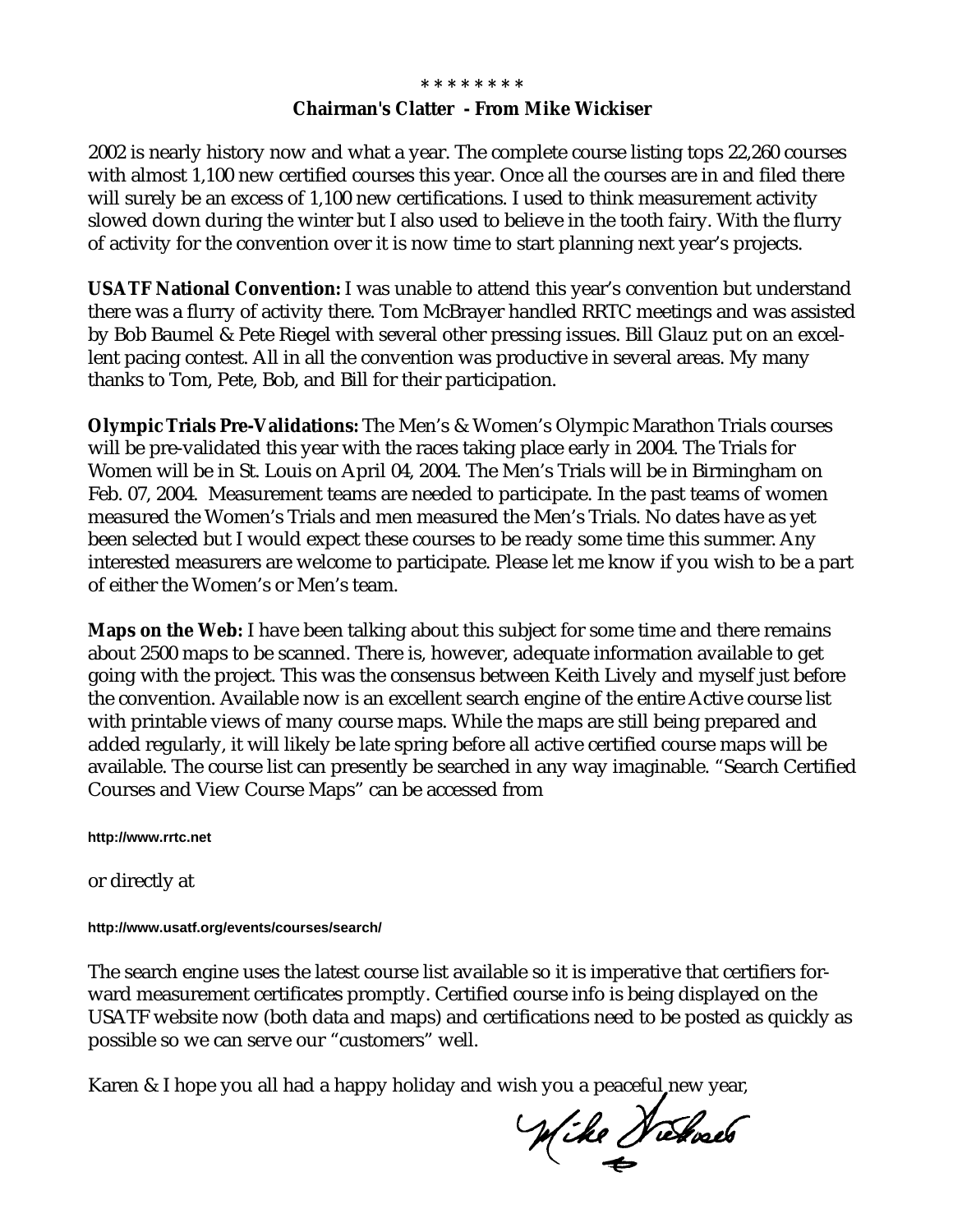\* \* \* \* \* \* \* \*

## Chairman's Clatter - From Mike Wickiser

2002 is nearly history now and what a year. The complete course listing tops 22,260 courses with almost 1,100 new certified courses this year. Once all the courses are in and filed there will surely be an excess of 1,100 new certifications. I used to think measurement activity slowed down during the winter but I also used to believe in the tooth fairy. With the flurry of activity for the convention over it is now time to start planning next year's projects.

**USATF National Convention:** I was unable to attend this year's convention but understand there was a flurry of activity there. Tom McBrayer handled RRTC meetings and was assisted by Bob Baumel & Pete Riegel with several other pressing issues. Bill Glauz put on an excellent pacing contest. All in all the convention was productive in several areas. My many thanks to Tom, Pete, Bob, and Bill for their participation.

**Olympic Trials Pre-Validations:** The Men's & Women's Olympic Marathon Trials courses will be pre-validated this year with the races taking place early in 2004. The Trials for Women will be in St. Louis on April 04, 2004. The Men's Trials will be in Birmingham on Feb. 07, 2004. Measurement teams are needed to participate. In the past teams of women measured the Women's Trials and men measured the Men's Trials. No dates have as yet been selected but I would expect these courses to be ready some time this summer. Any interested measurers are welcome to participate. Please let me know if you wish to be a part of either the Women's or Men's team.

**Maps on the Web:** I have been talking about this subject for some time and there remains about 2500 maps to be scanned. There is, however, adequate information available to get going with the project. This was the consensus between Keith Lively and myself just before the convention. Available now is an excellent search engine of the entire Active course list with printable views of many course maps. While the maps are still being prepared and added regularly, it will likely be late spring before all active certified course maps will be available. The course list can presently be searched in any way imaginable. "Search Certified Courses and View Course Maps" can be accessed from

**http://www.rrtc.net**

or directly at

**http://www.usatf.org/events/courses/search/**

The search engine uses the latest course list available so it is imperative that certifiers forward measurement certificates promptly. Certified course info is being displayed on the USATF website now (both data and maps) and certifications need to be posted as quickly as possible so we can serve our "customers" well.

Karen & I hope you all had a happy holiday and wish you a peaceful new year,

Mike Wickiser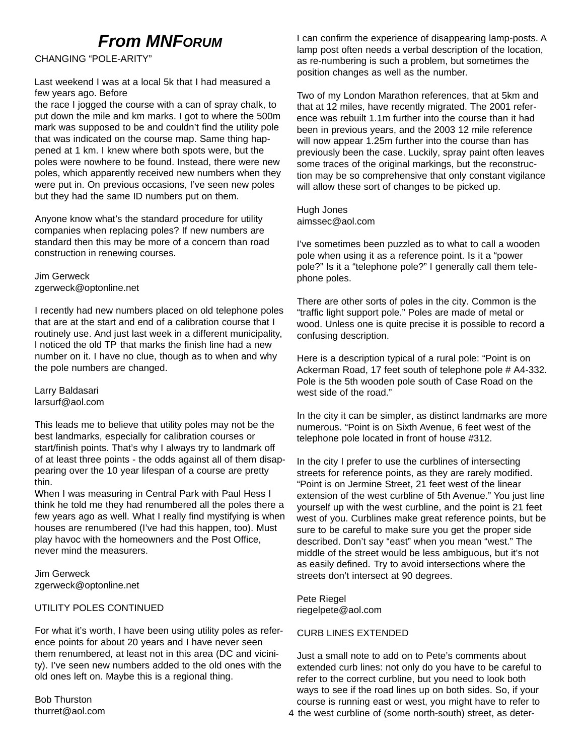# *From MNForum*

CHANGING "POLE-ARITY"

Last weekend I was at a local 5k that I had measured a few years ago. Before
the race I jogged the course with a can of spray chalk, to put down the mile and km marks. I got to where the 500m mark was supposed to be and couldn't find the utility pole that was indicated on the course map. Same thing happened at 1 km. I knew where both spots were, but the poles were nowhere to be found. Instead, there were new poles, which apparently received new numbers when they were put in. On previous occasions, I've seen new poles but they had the same ID numbers put on them.

Anyone know what's the standard procedure for utility companies when replacing poles? If new numbers are standard then this may be more of a concern than road construction in renewing courses.

Jim Gerweck
zgerweck@optonline.net

I recently had new numbers placed on old telephone poles that are at the start and end of a calibration course that I routinely use. And just last week in a different municipality, I noticed the old TP that marks the finish line had a new number on it. I have no clue, though as to when and why the pole numbers are changed.

Larry Baldasari
larsurf@aol.com

This leads me to believe that utility poles may not be the best landmarks, especially for calibration courses or start/finish points. That's why I always try to landmark off of at least three points - the odds against all of them disappearing over the 10 year lifespan of a course are pretty thin.
When I was measuring in Central Park with Paul Hess I think he told me they had renumbered all the poles there a few years ago as well. What I really find mystifying is when houses are renumbered (I've had this happen, too). Must play havoc with the homeowners and the Post Office, never mind the measurers.

Jim Gerweck
zgerweck@optonline.net

UTILITY POLES CONTINUED

For what it's worth, I have been using utility poles as reference points for about 20 years and I have never seen them renumbered, at least not in this area (DC and vicinity). I've seen new numbers added to the old ones with the old ones left on. Maybe this is a regional thing.

Bob Thurston
thurret@aol.com

I can confirm the experience of disappearing lamp-posts. A lamp post often needs a verbal description of the location, as re-numbering is such a problem, but sometimes the position changes as well as the number.

Two of my London Marathon references, that at 5km and that at 12 miles, have recently migrated. The 2001 reference was rebuilt 1.1m further into the course than it had been in previous years, and the 2003 12 mile reference will now appear 1.25m further into the course than has previously been the case. Luckily, spray paint often leaves some traces of the original markings, but the reconstruction may be so comprehensive that only constant vigilance will allow these sort of changes to be picked up.

Hugh Jones
aimssec@aol.com

I've sometimes been puzzled as to what to call a wooden pole when using it as a reference point. Is it a "power pole?" Is it a "telephone pole?" I generally call them telephone poles.

There are other sorts of poles in the city. Common is the "traffic light support pole." Poles are made of metal or wood. Unless one is quite precise it is possible to record a confusing description.

Here is a description typical of a rural pole: "Point is on Ackerman Road, 17 feet south of telephone pole # A4-332. Pole is the 5th wooden pole south of Case Road on the west side of the road."

In the city it can be simpler, as distinct landmarks are more numerous. "Point is on Sixth Avenue, 6 feet west of the telephone pole located in front of house #312.

In the city I prefer to use the curblines of intersecting streets for reference points, as they are rarely modified. "Point is on Jermine Street, 21 feet west of the linear extension of the west curbline of 5th Avenue." You just line yourself up with the west curbline, and the point is 21 feet west of you. Curblines make great reference points, but be sure to be careful to make sure you get the proper side described. Don't say "east" when you mean "west." The middle of the street would be less ambiguous, but it's not as easily defined. Try to avoid intersections where the streets don't intersect at 90 degrees.

Pete Riegel
riegelpete@aol.com

CURB LINES EXTENDED

Just a small note to add on to Pete's comments about extended curb lines: not only do you have to be careful to refer to the correct curbline, but you need to look both ways to see if the road lines up on both sides. So, if your course is running east or west, you might have to refer to the west curbline of (some north-south) street, as deter-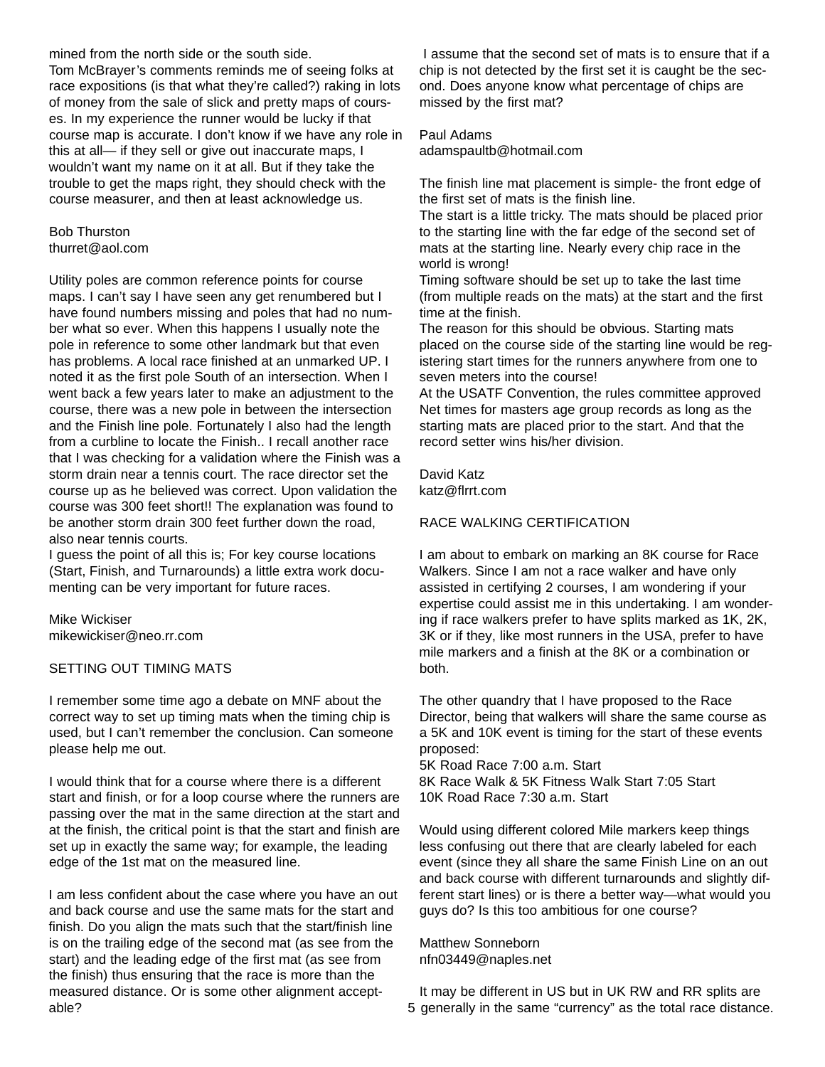mined from the north side or the south side.
Tom McBrayer's comments reminds me of seeing folks at race expositions (is that what they're called?) raking in lots of money from the sale of slick and pretty maps of courses. In my experience the runner would be lucky if that course map is accurate. I don't know if we have any role in this at all— if they sell or give out inaccurate maps, I wouldn't want my name on it at all. But if they take the trouble to get the maps right, they should check with the course measurer, and then at least acknowledge us.

Bob Thurston
thurret@aol.com

Utility poles are common reference points for course maps. I can't say I have seen any get renumbered but I have found numbers missing and poles that had no number what so ever. When this happens I usually note the pole in reference to some other landmark but that even has problems. A local race finished at an unmarked UP. I noted it as the first pole South of an intersection. When I went back a few years later to make an adjustment to the course, there was a new pole in between the intersection and the Finish line pole. Fortunately I also had the length from a curbline to locate the Finish.. I recall another race that I was checking for a validation where the Finish was a storm drain near a tennis court. The race director set the course up as he believed was correct. Upon validation the course was 300 feet short!! The explanation was found to be another storm drain 300 feet further down the road, also near tennis courts.
I guess the point of all this is; For key course locations (Start, Finish, and Turnarounds) a little extra work documenting can be very important for future races.

Mike Wickiser
mikewickiser@neo.rr.com

## SETTING OUT TIMING MATS

I remember some time ago a debate on MNF about the correct way to set up timing mats when the timing chip is used, but I can't remember the conclusion. Can someone please help me out.

I would think that for a course where there is a different start and finish, or for a loop course where the runners are passing over the mat in the same direction at the start and at the finish, the critical point is that the start and finish are set up in exactly the same way; for example, the leading edge of the 1st mat on the measured line.

I am less confident about the case where you have an out and back course and use the same mats for the start and finish. Do you align the mats such that the start/finish line is on the trailing edge of the second mat (as see from the start) and the leading edge of the first mat (as see from the finish) thus ensuring that the race is more than the measured distance. Or is some other alignment acceptable?

I assume that the second set of mats is to ensure that if a chip is not detected by the first set it is caught be the second. Does anyone know what percentage of chips are missed by the first mat?

Paul Adams
adamspaultb@hotmail.com

The finish line mat placement is simple- the front edge of the first set of mats is the finish line.
The start is a little tricky. The mats should be placed prior to the starting line with the far edge of the second set of mats at the starting line. Nearly every chip race in the world is wrong!
Timing software should be set up to take the last time (from multiple reads on the mats) at the start and the first time at the finish.
The reason for this should be obvious. Starting mats placed on the course side of the starting line would be registering start times for the runners anywhere from one to seven meters into the course!
At the USATF Convention, the rules committee approved Net times for masters age group records as long as the starting mats are placed prior to the start. And that the record setter wins his/her division.

David Katz
katz@flrrt.com

## RACE WALKING CERTIFICATION

I am about to embark on marking an 8K course for Race Walkers. Since I am not a race walker and have only assisted in certifying 2 courses, I am wondering if your expertise could assist me in this undertaking. I am wondering if race walkers prefer to have splits marked as 1K, 2K, 3K or if they, like most runners in the USA, prefer to have mile markers and a finish at the 8K or a combination or both.

The other quandry that I have proposed to the Race Director, being that walkers will share the same course as a 5K and 10K event is timing for the start of these events proposed:
5K Road Race 7:00 a.m. Start
8K Race Walk & 5K Fitness Walk Start 7:05 Start
10K Road Race 7:30 a.m. Start

Would using different colored Mile markers keep things less confusing out there that are clearly labeled for each event (since they all share the same Finish Line on an out and back course with different turnarounds and slightly different start lines) or is there a better way—what would you guys do? Is this too ambitious for one course?

Matthew Sonneborn
nfn03449@naples.net

It may be different in US but in UK RW and RR splits are generally in the same "currency" as the total race distance.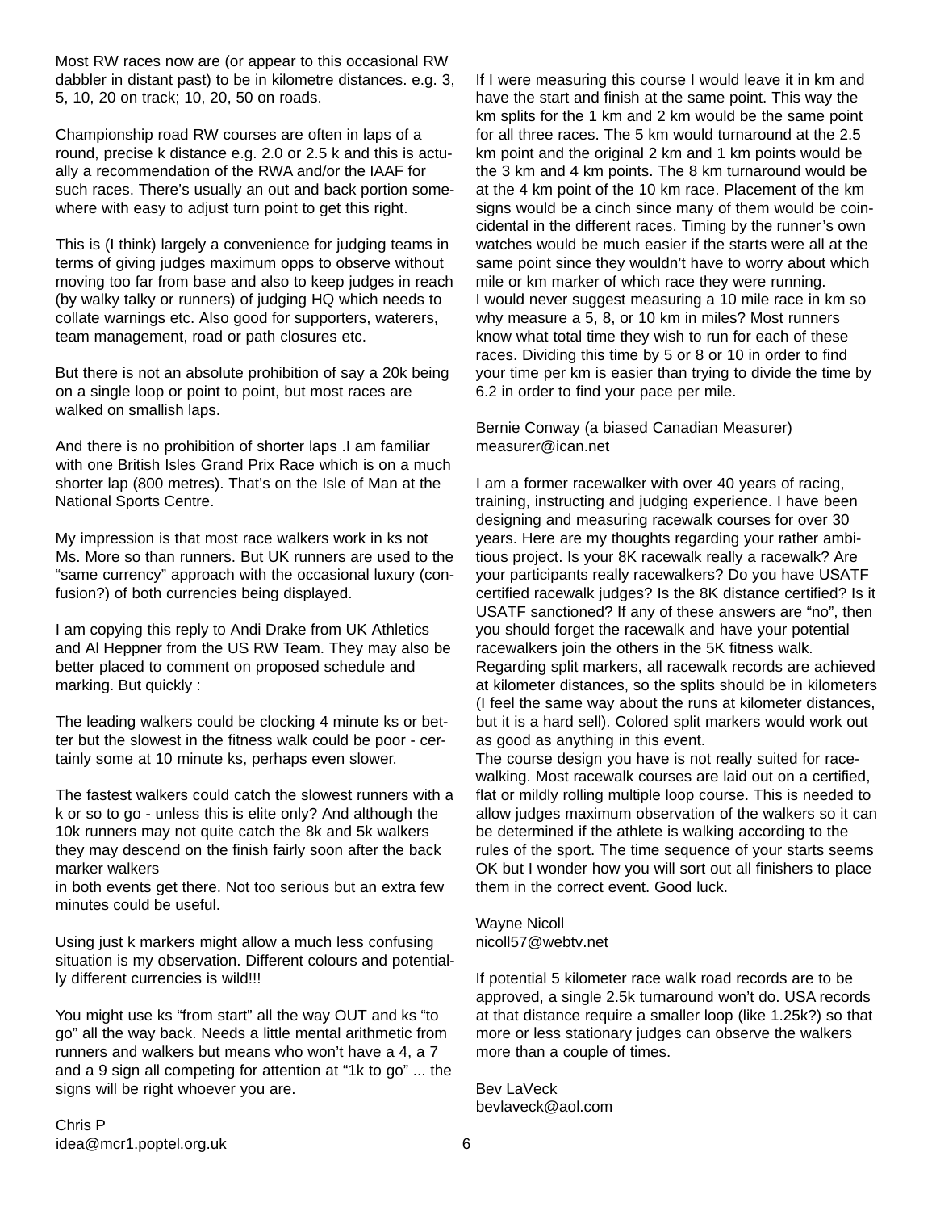Most RW races now are (or appear to this occasional RW dabbler in distant past) to be in kilometre distances. e.g. 3, 5, 10, 20 on track; 10, 20, 50 on roads.

Championship road RW courses are often in laps of a round, precise k distance e.g. 2.0 or 2.5 k and this is actually a recommendation of the RWA and/or the IAAF for such races. There's usually an out and back portion somewhere with easy to adjust turn point to get this right.

This is (I think) largely a convenience for judging teams in terms of giving judges maximum opps to observe without moving too far from base and also to keep judges in reach (by walky talky or runners) of judging HQ which needs to collate warnings etc. Also good for supporters, waterers, team management, road or path closures etc.

But there is not an absolute prohibition of say a 20k being on a single loop or point to point, but most races are walked on smallish laps.

And there is no prohibition of shorter laps .I am familiar with one British Isles Grand Prix Race which is on a much shorter lap (800 metres). That's on the Isle of Man at the National Sports Centre.

My impression is that most race walkers work in ks not Ms. More so than runners. But UK runners are used to the "same currency" approach with the occasional luxury (confusion?) of both currencies being displayed.

I am copying this reply to Andi Drake from UK Athletics and Al Heppner from the US RW Team. They may also be better placed to comment on proposed schedule and marking. But quickly :

The leading walkers could be clocking 4 minute ks or better but the slowest in the fitness walk could be poor - certainly some at 10 minute ks, perhaps even slower.

The fastest walkers could catch the slowest runners with a k or so to go - unless this is elite only? And although the 10k runners may not quite catch the 8k and 5k walkers they may descend on the finish fairly soon after the back marker walkers
in both events get there. Not too serious but an extra few minutes could be useful.

Using just k markers might allow a much less confusing situation is my observation. Different colours and potentially different currencies is wild!!!

You might use ks "from start" all the way OUT and ks "to go" all the way back. Needs a little mental arithmetic from runners and walkers but means who won't have a 4, a 7 and a 9 sign all competing for attention at "1k to go" ... the signs will be right whoever you are.

Chris P
idea@mcr1.poptel.org.uk

If I were measuring this course I would leave it in km and have the start and finish at the same point. This way the km splits for the 1 km and 2 km would be the same point for all three races. The 5 km would turnaround at the 2.5 km point and the original 2 km and 1 km points would be the 3 km and 4 km points. The 8 km turnaround would be at the 4 km point of the 10 km race. Placement of the km signs would be a cinch since many of them would be coincidental in the different races. Timing by the runner's own watches would be much easier if the starts were all at the same point since they wouldn't have to worry about which mile or km marker of which race they were running.
I would never suggest measuring a 10 mile race in km so why measure a 5, 8, or 10 km in miles? Most runners know what total time they wish to run for each of these races. Dividing this time by 5 or 8 or 10 in order to find your time per km is easier than trying to divide the time by 6.2 in order to find your pace per mile.

Bernie Conway (a biased Canadian Measurer)
measurer@ican.net

I am a former racewalker with over 40 years of racing, training, instructing and judging experience. I have been designing and measuring racewalk courses for over 30 years. Here are my thoughts regarding your rather ambitious project. Is your 8K racewalk really a racewalk? Are your participants really racewalkers? Do you have USATF certified racewalk judges? Is the 8K distance certified? Is it USATF sanctioned? If any of these answers are "no", then you should forget the racewalk and have your potential racewalkers join the others in the 5K fitness walk.
Regarding split markers, all racewalk records are achieved at kilometer distances, so the splits should be in kilometers (I feel the same way about the runs at kilometer distances, but it is a hard sell). Colored split markers would work out as good as anything in this event.
The course design you have is not really suited for racewalking. Most racewalk courses are laid out on a certified, flat or mildly rolling multiple loop course. This is needed to allow judges maximum observation of the walkers so it can be determined if the athlete is walking according to the rules of the sport. The time sequence of your starts seems OK but I wonder how you will sort out all finishers to place them in the correct event. Good luck.

Wayne Nicoll
nicoll57@webtv.net

If potential 5 kilometer race walk road records are to be approved, a single 2.5k turnaround won't do. USA records at that distance require a smaller loop (like 1.25k?) so that more or less stationary judges can observe the walkers more than a couple of times.

Bev LaVeck
bevlaveck@aol.com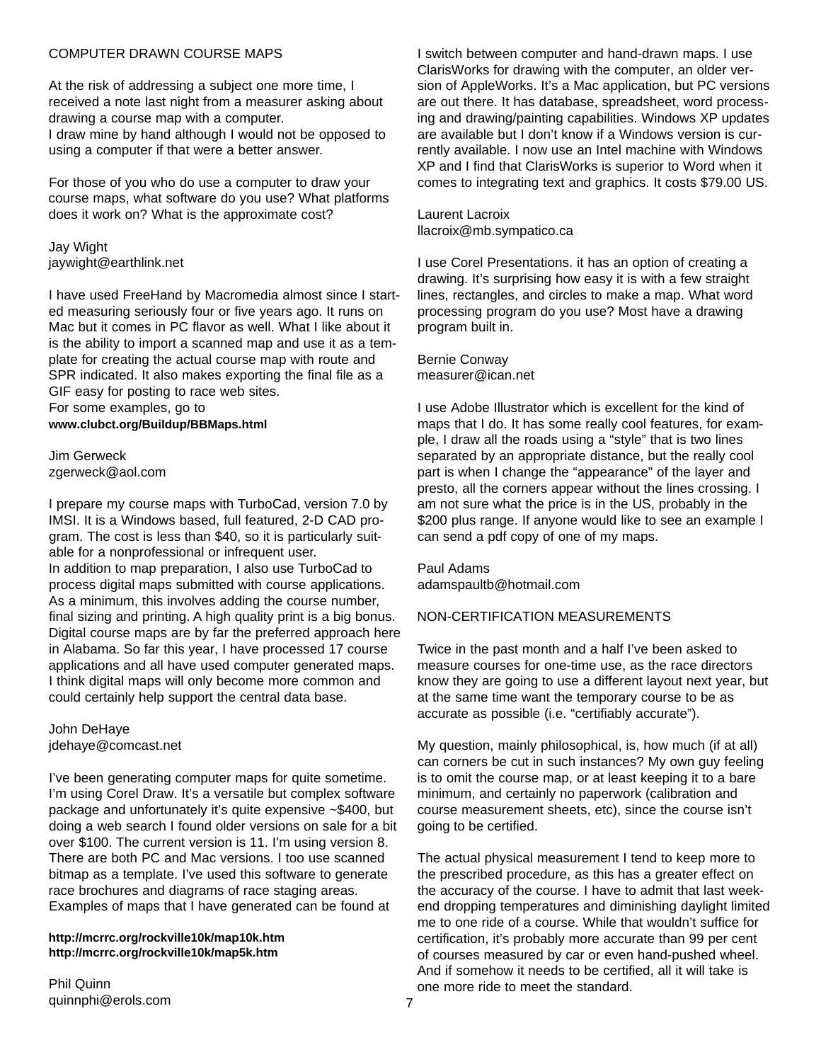## COMPUTER DRAWN COURSE MAPS

At the risk of addressing a subject one more time, I received a note last night from a measurer asking about drawing a course map with a computer.
I draw mine by hand although I would not be opposed to using a computer if that were a better answer.

For those of you who do use a computer to draw your course maps, what software do you use? What platforms does it work on? What is the approximate cost?

Jay Wight
jaywight@earthlink.net

I have used FreeHand by Macromedia almost since I started measuring seriously four or five years ago. It runs on Mac but it comes in PC flavor as well. What I like about it is the ability to import a scanned map and use it as a template for creating the actual course map with route and SPR indicated. It also makes exporting the final file as a GIF easy for posting to race web sites.
For some examples, go to
**www.clubct.org/Buildup/BBMaps.html**

Jim Gerweck
zgerweck@aol.com

I prepare my course maps with TurboCad, version 7.0 by IMSI. It is a Windows based, full featured, 2-D CAD program. The cost is less than $40, so it is particularly suitable for a nonprofessional or infrequent user.
In addition to map preparation, I also use TurboCad to process digital maps submitted with course applications. As a minimum, this involves adding the course number, final sizing and printing. A high quality print is a big bonus. Digital course maps are by far the preferred approach here in Alabama. So far this year, I have processed 17 course applications and all have used computer generated maps. I think digital maps will only become more common and could certainly help support the central data base.

John DeHaye
jdehaye@comcast.net

I've been generating computer maps for quite sometime. I'm using Corel Draw. It's a versatile but complex software package and unfortunately it's quite expensive ~$400, but doing a web search I found older versions on sale for a bit over $100. The current version is 11. I'm using version 8. There are both PC and Mac versions. I too use scanned bitmap as a template. I've used this software to generate race brochures and diagrams of race staging areas. Examples of maps that I have generated can be found at

**http://mcrrc.org/rockville10k/map10k.htm**
**http://mcrrc.org/rockville10k/map5k.htm**

Phil Quinn
quinnphi@erols.com

I switch between computer and hand-drawn maps. I use ClarisWorks for drawing with the computer, an older version of AppleWorks. It's a Mac application, but PC versions are out there. It has database, spreadsheet, word processing and drawing/painting capabilities. Windows XP updates are available but I don't know if a Windows version is currently available. I now use an Intel machine with Windows XP and I find that ClarisWorks is superior to Word when it comes to integrating text and graphics. It costs $79.00 US.

Laurent Lacroix
llacroix@mb.sympatico.ca

I use Corel Presentations. it has an option of creating a drawing. It's surprising how easy it is with a few straight lines, rectangles, and circles to make a map. What word processing program do you use? Most have a drawing program built in.

Bernie Conway
measurer@ican.net

I use Adobe Illustrator which is excellent for the kind of maps that I do. It has some really cool features, for example, I draw all the roads using a "style" that is two lines separated by an appropriate distance, but the really cool part is when I change the "appearance" of the layer and presto, all the corners appear without the lines crossing. I am not sure what the price is in the US, probably in the $200 plus range. If anyone would like to see an example I can send a pdf copy of one of my maps.

Paul Adams
adamspaultb@hotmail.com

## NON-CERTIFICATION MEASUREMENTS

Twice in the past month and a half I've been asked to measure courses for one-time use, as the race directors know they are going to use a different layout next year, but at the same time want the temporary course to be as accurate as possible (i.e. "certifiably accurate").

My question, mainly philosophical, is, how much (if at all) can corners be cut in such instances? My own guy feeling is to omit the course map, or at least keeping it to a bare minimum, and certainly no paperwork (calibration and course measurement sheets, etc), since the course isn't going to be certified.

The actual physical measurement I tend to keep more to the prescribed procedure, as this has a greater effect on the accuracy of the course. I have to admit that last weekend dropping temperatures and diminishing daylight limited me to one ride of a course. While that wouldn't suffice for certification, it's probably more accurate than 99 per cent of courses measured by car or even hand-pushed wheel. And if somehow it needs to be certified, all it will take is one more ride to meet the standard.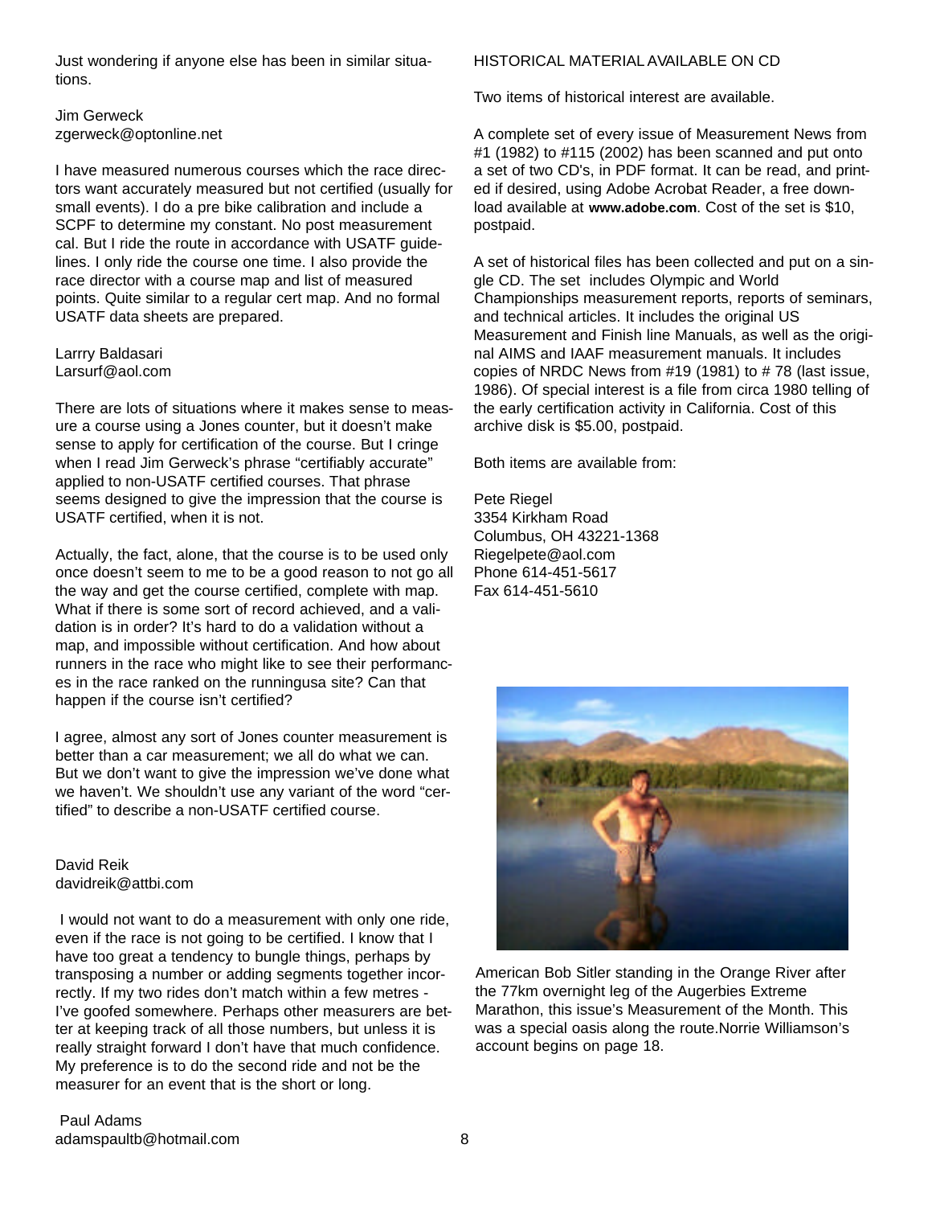Just wondering if anyone else has been in similar situations.

Jim Gerweck
zgerweck@optonline.net

I have measured numerous courses which the race directors want accurately measured but not certified (usually for small events). I do a pre bike calibration and include a SCPF to determine my constant. No post measurement cal. But I ride the route in accordance with USATF guidelines. I only ride the course one time. I also provide the race director with a course map and list of measured points. Quite similar to a regular cert map. And no formal USATF data sheets are prepared.

Larrry Baldasari
Larsurf@aol.com

There are lots of situations where it makes sense to measure a course using a Jones counter, but it doesn't make sense to apply for certification of the course. But I cringe when I read Jim Gerweck's phrase "certifiably accurate" applied to non-USATF certified courses. That phrase seems designed to give the impression that the course is USATF certified, when it is not.

Actually, the fact, alone, that the course is to be used only once doesn't seem to me to be a good reason to not go all the way and get the course certified, complete with map. What if there is some sort of record achieved, and a validation is in order? It's hard to do a validation without a map, and impossible without certification. And how about runners in the race who might like to see their performances in the race ranked on the runningusa site? Can that happen if the course isn't certified?

I agree, almost any sort of Jones counter measurement is better than a car measurement; we all do what we can. But we don't want to give the impression we've done what we haven't. We shouldn't use any variant of the word "certified" to describe a non-USATF certified course.

David Reik
davidreik@attbi.com

I would not want to do a measurement with only one ride, even if the race is not going to be certified. I know that I have too great a tendency to bungle things, perhaps by transposing a number or adding segments together incorrectly. If my two rides don't match within a few metres - I've goofed somewhere. Perhaps other measurers are better at keeping track of all those numbers, but unless it is really straight forward I don't have that much confidence. My preference is to do the second ride and not be the measurer for an event that is the short or long.

Paul Adams
adamspaultb@hotmail.com

## HISTORICAL MATERIAL AVAILABLE ON CD

Two items of historical interest are available.

A complete set of every issue of Measurement News from #1 (1982) to #115 (2002) has been scanned and put onto a set of two CD's, in PDF format. It can be read, and printed if desired, using Adobe Acrobat Reader, a free download available at **www.adobe.com**. Cost of the set is $10, postpaid.

A set of historical files has been collected and put on a single CD. The set includes Olympic and World Championships measurement reports, reports of seminars, and technical articles. It includes the original US Measurement and Finish line Manuals, as well as the original AIMS and IAAF measurement manuals. It includes copies of NRDC News from #19 (1981) to # 78 (last issue, 1986). Of special interest is a file from circa 1980 telling of the early certification activity in California. Cost of this archive disk is $5.00, postpaid.

Both items are available from:

Pete Riegel
3354 Kirkham Road
Columbus, OH 43221-1368
Riegelpete@aol.com
Phone 614-451-5617
Fax 614-451-5610

American Bob Sitler standing in the Orange River after the 77km overnight leg of the Augerbies Extreme Marathon, this issue's Measurement of the Month. This was a special oasis along the route.Norrie Williamson's account begins on page 18.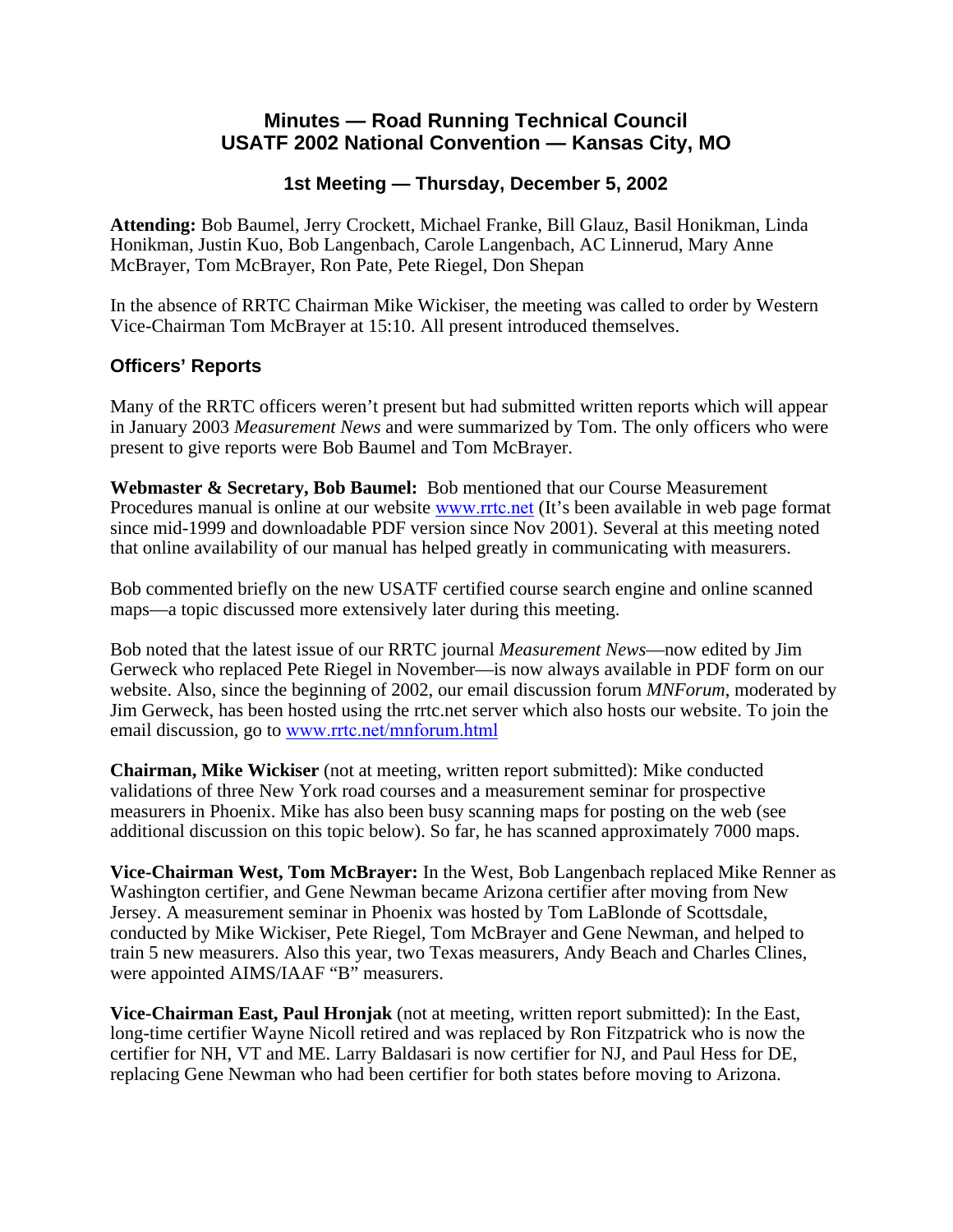# Minutes — Road Running Technical Council
# USATF 2002 National Convention — Kansas City, MO

## 1st Meeting — Thursday, December 5, 2002

**Attending:** Bob Baumel, Jerry Crockett, Michael Franke, Bill Glauz, Basil Honikman, Linda Honikman, Justin Kuo, Bob Langenbach, Carole Langenbach, AC Linnerud, Mary Anne McBrayer, Tom McBrayer, Ron Pate, Pete Riegel, Don Shepan

In the absence of RRTC Chairman Mike Wickiser, the meeting was called to order by Western Vice-Chairman Tom McBrayer at 15:10. All present introduced themselves.

### Officers' Reports

Many of the RRTC officers weren't present but had submitted written reports which will appear in January 2003 *Measurement News* and were summarized by Tom. The only officers who were present to give reports were Bob Baumel and Tom McBrayer.

**Webmaster & Secretary, Bob Baumel:** Bob mentioned that our Course Measurement Procedures manual is online at our website [www.rrtc.net](www.rrtc.net) (It's been available in web page format since mid-1999 and downloadable PDF version since Nov 2001). Several at this meeting noted that online availability of our manual has helped greatly in communicating with measurers.

Bob commented briefly on the new USATF certified course search engine and online scanned maps—a topic discussed more extensively later during this meeting.

Bob noted that the latest issue of our RRTC journal *Measurement News*—now edited by Jim Gerweck who replaced Pete Riegel in November—is now always available in PDF form on our website. Also, since the beginning of 2002, our email discussion forum *MNForum*, moderated by Jim Gerweck, has been hosted using the rrtc.net server which also hosts our website. To join the email discussion, go to [www.rrtc.net/mnforum.html](www.rrtc.net/mnforum.html)

**Chairman, Mike Wickiser** (not at meeting, written report submitted): Mike conducted validations of three New York road courses and a measurement seminar for prospective measurers in Phoenix. Mike has also been busy scanning maps for posting on the web (see additional discussion on this topic below). So far, he has scanned approximately 7000 maps.

**Vice-Chairman West, Tom McBrayer:** In the West, Bob Langenbach replaced Mike Renner as Washington certifier, and Gene Newman became Arizona certifier after moving from New Jersey. A measurement seminar in Phoenix was hosted by Tom LaBlonde of Scottsdale, conducted by Mike Wickiser, Pete Riegel, Tom McBrayer and Gene Newman, and helped to train 5 new measurers. Also this year, two Texas measurers, Andy Beach and Charles Clines, were appointed AIMS/IAAF "B" measurers.

**Vice-Chairman East, Paul Hronjak** (not at meeting, written report submitted): In the East, long-time certifier Wayne Nicoll retired and was replaced by Ron Fitzpatrick who is now the certifier for NH, VT and ME. Larry Baldasari is now certifier for NJ, and Paul Hess for DE, replacing Gene Newman who had been certifier for both states before moving to Arizona.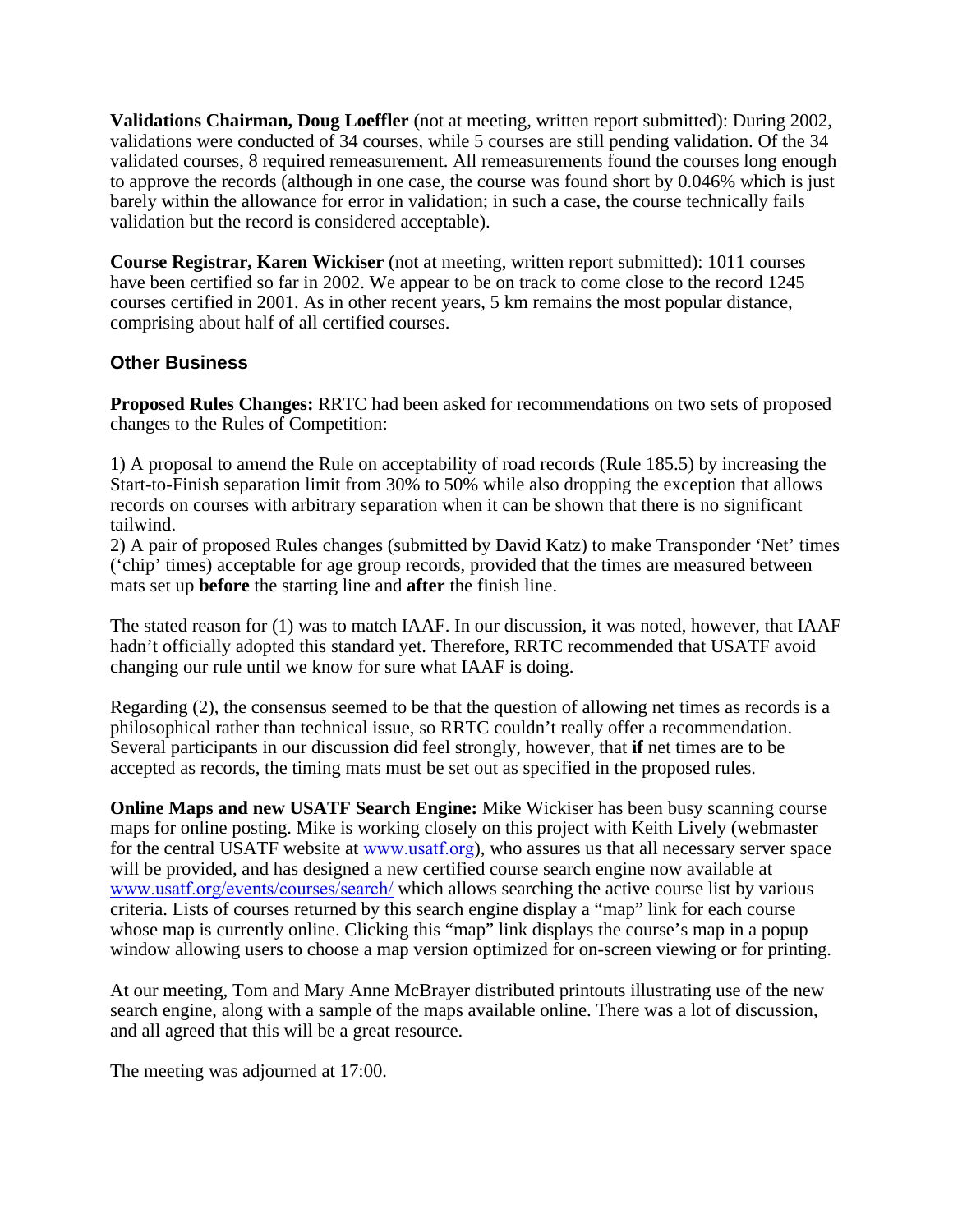**Validations Chairman, Doug Loeffler** (not at meeting, written report submitted): During 2002, validations were conducted of 34 courses, while 5 courses are still pending validation. Of the 34 validated courses, 8 required remeasurement. All remeasurements found the courses long enough to approve the records (although in one case, the course was found short by 0.046% which is just barely within the allowance for error in validation; in such a case, the course technically fails validation but the record is considered acceptable).

**Course Registrar, Karen Wickiser** (not at meeting, written report submitted): 1011 courses have been certified so far in 2002. We appear to be on track to come close to the record 1245 courses certified in 2001. As in other recent years, 5 km remains the most popular distance, comprising about half of all certified courses.

### Other Business

**Proposed Rules Changes:** RRTC had been asked for recommendations on two sets of proposed changes to the Rules of Competition:

1) A proposal to amend the Rule on acceptability of road records (Rule 185.5) by increasing the Start-to-Finish separation limit from 30% to 50% while also dropping the exception that allows records on courses with arbitrary separation when it can be shown that there is no significant tailwind.
2) A pair of proposed Rules changes (submitted by David Katz) to make Transponder 'Net' times ('chip' times) acceptable for age group records, provided that the times are measured between mats set up **before** the starting line and **after** the finish line.

The stated reason for (1) was to match IAAF. In our discussion, it was noted, however, that IAAF hadn't officially adopted this standard yet. Therefore, RRTC recommended that USATF avoid changing our rule until we know for sure what IAAF is doing.

Regarding (2), the consensus seemed to be that the question of allowing net times as records is a philosophical rather than technical issue, so RRTC couldn't really offer a recommendation. Several participants in our discussion did feel strongly, however, that **if** net times are to be accepted as records, the timing mats must be set out as specified in the proposed rules.

**Online Maps and new USATF Search Engine:** Mike Wickiser has been busy scanning course maps for online posting. Mike is working closely on this project with Keith Lively (webmaster for the central USATF website at www.usatf.org), who assures us that all necessary server space will be provided, and has designed a new certified course search engine now available at www.usatf.org/events/courses/search/ which allows searching the active course list by various criteria. Lists of courses returned by this search engine display a "map" link for each course whose map is currently online. Clicking this "map" link displays the course's map in a popup window allowing users to choose a map version optimized for on-screen viewing or for printing.

At our meeting, Tom and Mary Anne McBrayer distributed printouts illustrating use of the new search engine, along with a sample of the maps available online. There was a lot of discussion, and all agreed that this will be a great resource.

The meeting was adjourned at 17:00.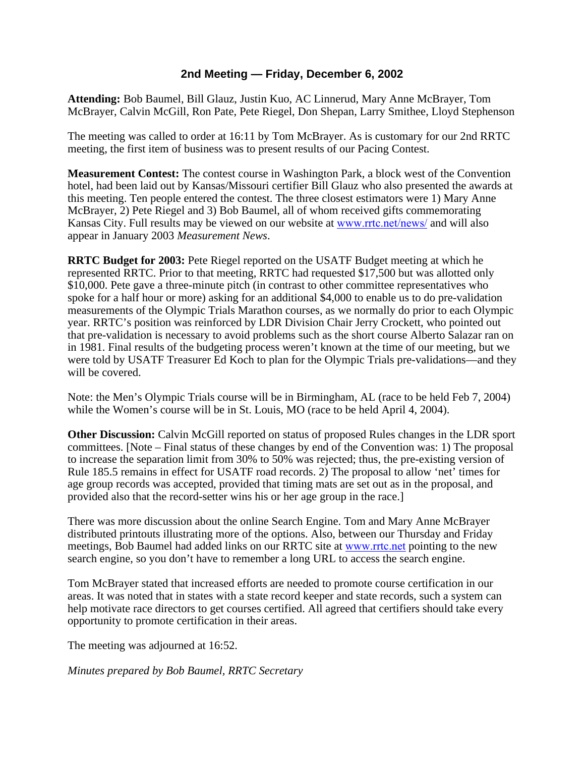## 2nd Meeting — Friday, December 6, 2002

**Attending:** Bob Baumel, Bill Glauz, Justin Kuo, AC Linnerud, Mary Anne McBrayer, Tom McBrayer, Calvin McGill, Ron Pate, Pete Riegel, Don Shepan, Larry Smithee, Lloyd Stephenson

The meeting was called to order at 16:11 by Tom McBrayer. As is customary for our 2nd RRTC meeting, the first item of business was to present results of our Pacing Contest.

**Measurement Contest:** The contest course in Washington Park, a block west of the Convention hotel, had been laid out by Kansas/Missouri certifier Bill Glauz who also presented the awards at this meeting. Ten people entered the contest. The three closest estimators were 1) Mary Anne McBrayer, 2) Pete Riegel and 3) Bob Baumel, all of whom received gifts commemorating Kansas City. Full results may be viewed on our website at www.rrtc.net/news/ and will also appear in January 2003 *Measurement News*.

**RRTC Budget for 2003:** Pete Riegel reported on the USATF Budget meeting at which he represented RRTC. Prior to that meeting, RRTC had requested $17,500 but was allotted only $10,000. Pete gave a three-minute pitch (in contrast to other committee representatives who spoke for a half hour or more) asking for an additional $4,000 to enable us to do pre-validation measurements of the Olympic Trials Marathon courses, as we normally do prior to each Olympic year. RRTC's position was reinforced by LDR Division Chair Jerry Crockett, who pointed out that pre-validation is necessary to avoid problems such as the short course Alberto Salazar ran on in 1981. Final results of the budgeting process weren't known at the time of our meeting, but we were told by USATF Treasurer Ed Koch to plan for the Olympic Trials pre-validations—and they will be covered.

Note: the Men's Olympic Trials course will be in Birmingham, AL (race to be held Feb 7, 2004) while the Women's course will be in St. Louis, MO (race to be held April 4, 2004).

**Other Discussion:** Calvin McGill reported on status of proposed Rules changes in the LDR sport committees. [Note – Final status of these changes by end of the Convention was: 1) The proposal to increase the separation limit from 30% to 50% was rejected; thus, the pre-existing version of Rule 185.5 remains in effect for USATF road records. 2) The proposal to allow 'net' times for age group records was accepted, provided that timing mats are set out as in the proposal, and provided also that the record-setter wins his or her age group in the race.]

There was more discussion about the online Search Engine. Tom and Mary Anne McBrayer distributed printouts illustrating more of the options. Also, between our Thursday and Friday meetings, Bob Baumel had added links on our RRTC site at www.rrtc.net pointing to the new search engine, so you don't have to remember a long URL to access the search engine.

Tom McBrayer stated that increased efforts are needed to promote course certification in our areas. It was noted that in states with a state record keeper and state records, such a system can help motivate race directors to get courses certified. All agreed that certifiers should take every opportunity to promote certification in their areas.

The meeting was adjourned at 16:52.

*Minutes prepared by Bob Baumel, RRTC Secretary*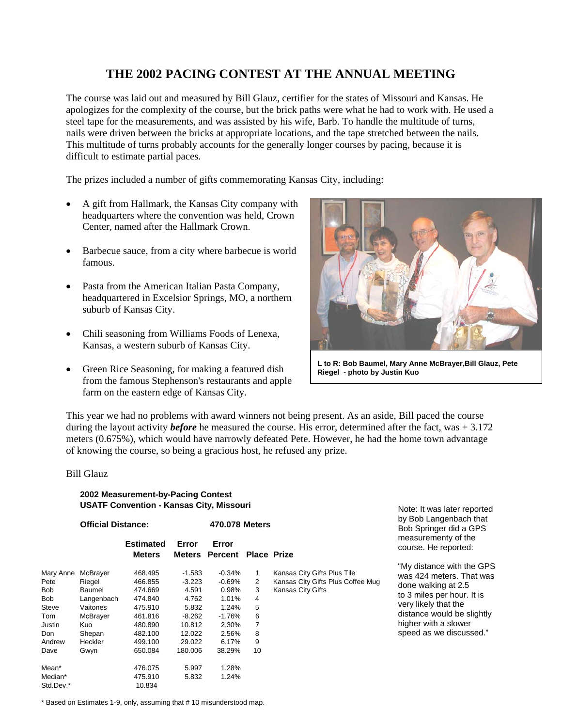# THE 2002 PACING CONTEST AT THE ANNUAL MEETING

The course was laid out and measured by Bill Glauz, certifier for the states of Missouri and Kansas. He apologizes for the complexity of the course, but the brick paths were what he had to work with. He used a steel tape for the measurements, and was assisted by his wife, Barb. To handle the multitude of turns, nails were driven between the bricks at appropriate locations, and the tape stretched between the nails. This multitude of turns probably accounts for the generally longer courses by pacing, because it is difficult to estimate partial paces.

The prizes included a number of gifts commemorating Kansas City, including:

- A gift from Hallmark, the Kansas City company with headquarters where the convention was held, Crown Center, named after the Hallmark Crown.
- Barbecue sauce, from a city where barbecue is world famous.
- Pasta from the American Italian Pasta Company, headquartered in Excelsior Springs, MO, a northern suburb of Kansas City.
- Chili seasoning from Williams Foods of Lenexa, Kansas, a western suburb of Kansas City.
- Green Rice Seasoning, for making a featured dish from the famous Stephenson's restaurants and apple farm on the eastern edge of Kansas City.

**L to R: Bob Baumel, Mary Anne McBrayer, Bill Glauz, Pete Riegel - photo by Justin Kuo**

This year we had no problems with award winners not being present. As an aside, Bill paced the course during the layout activity ***before*** he measured the course. His error, determined after the fact, was + 3.172 meters (0.675%), which would have narrowly defeated Pete. However, he had the home town advantage of knowing the course, so being a gracious host, he refused any prize.

Bill Glauz

**2002 Measurement-by-Pacing Contest**
**USATF Convention - Kansas City, Missouri**

**Official Distance:** **470.078 Meters**

| | | Estimated Meters | Error Meters | Error Percent | Place | Prize |
|---|---|---|---|---|---|---|
| Mary Anne | McBrayer | 468.495 | -1.583 | -0.34% | 1 | Kansas City Gifts Plus Tile |
| Pete | Riegel | 466.855 | -3.223 | -0.69% | 2 | Kansas City Gifts Plus Coffee Mug |
| Bob | Baumel | 474.669 | 4.591 | 0.98% | 3 | Kansas City Gifts |
| Bob | Langenbach | 474.840 | 4.762 | 1.01% | 4 | |
| Steve | Vaitones | 475.910 | 5.832 | 1.24% | 5 | |
| Tom | McBrayer | 461.816 | -8.262 | -1.76% | 6 | |
| Justin | Kuo | 480.890 | 10.812 | 2.30% | 7 | |
| Don | Shepan | 482.100 | 12.022 | 2.56% | 8 | |
| Andrew | Heckler | 499.100 | 29.022 | 6.17% | 9 | |
| Dave | Gwyn | 650.084 | 180.006 | 38.29% | 10 | |
| Mean* | | 476.075 | 5.997 | 1.28% | | |
| Median* | | 475.910 | 5.832 | 1.24% | | |
| Std.Dev.* | | 10.834 | | | | |

\* Based on Estimates 1-9, only, assuming that # 10 misunderstood map.

Note: It was later reported by Bob Langenbach that Bob Springer did a GPS measurementy of the course. He reported:

"My distance with the GPS was 424 meters. That was done walking at 2.5 to 3 miles per hour. It is very likely that the distance would be slightly higher with a slower speed as we discussed."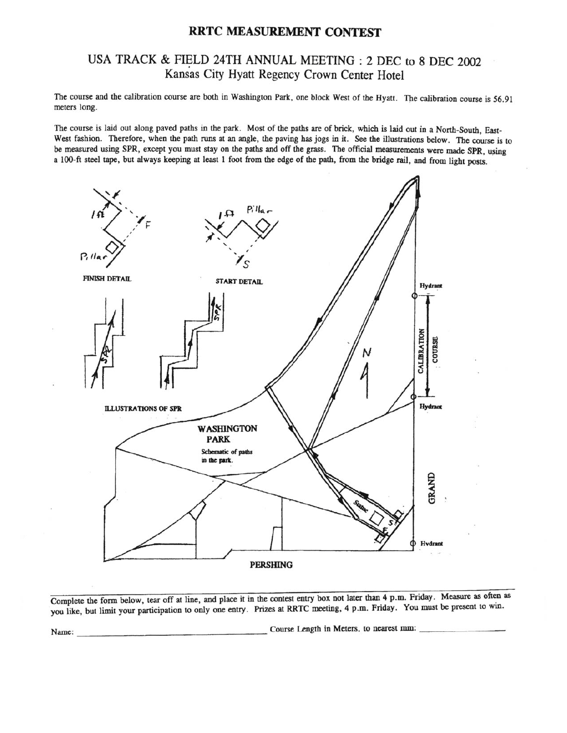# RRTC MEASUREMENT CONTEST

## USA TRACK & FIELD 24TH ANNUAL MEETING : 2 DEC to 8 DEC 2002
Kansas City Hyatt Regency Crown Center Hotel

The course and the calibration course are both in Washington Park, one block West of the Hyatt. The calibration course is 56.91 meters long.

The course is laid out along paved paths in the park. Most of the paths are of brick, which is laid out in a North-South, East-West fashion. Therefore, when the path runs at an angle, the paving has jogs in it. See the illustrations below. The course is to be measured using SPR, except you must stay on the paths and off the grass. The official measurements were made SPR, using a 100-ft steel tape, but always keeping at least 1 foot from the edge of the path, from the bridge rail, and from light posts.

FINISH DETAIL

START DETAIL

ILLUSTRATIONS OF SPR

WASHINGTON PARK

Schematic of paths in the park.

Hydrant

CALIBRATION COURSE

Hydrant

GRAND

Hydrant

PERSHING

---

Complete the form below, tear off at line, and place it in the contest entry box not later than 4 p.m. Friday. Measure as often as you like, but limit your participation to only one entry. Prizes at RRTC meeting, 4 p.m. Friday. You must be present to win.

Name: ______________________ Course Length in Meters, to nearest mm: ______________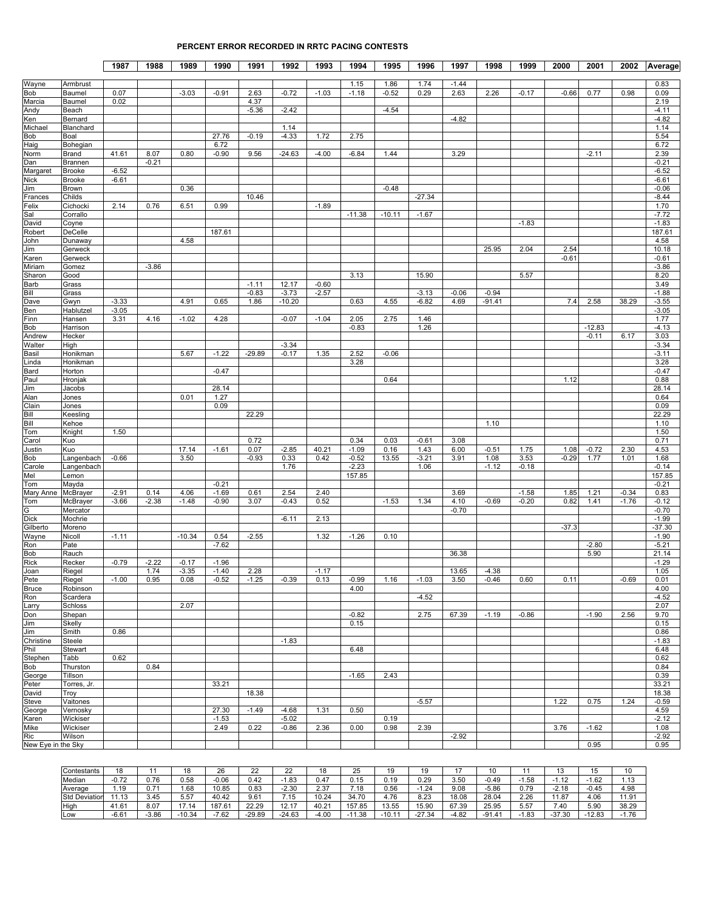# PERCENT ERROR RECORDED IN RRTC PACING CONTESTS

| | | 1987 | 1988 | 1989 | 1990 | 1991 | 1992 | 1993 | 1994 | 1995 | 1996 | 1997 | 1998 | 1999 | 2000 | 2001 | 2002 | Average |
|---|---|---|---|---|---|---|---|---|---|---|---|---|---|---|---|---|---|---|
| Wayne | Armbrust | | | | | | | | 1.15 | 1.86 | 1.74 | -1.44 | | | | | | 0.83 |
| Bob | Baumel | 0.07 | | -3.03 | -0.91 | 2.63 | -0.72 | -1.03 | -1.18 | -0.52 | 0.29 | 2.63 | 2.26 | -0.17 | -0.66 | 0.77 | 0.98 | 0.09 |
| Marcia | Baumel | 0.02 | | | | 4.37 | | | | | | | | | | | | 2.19 |
| Andy | Beach | | | | | -5.36 | -2.42 | | | -4.54 | | | | | | | | -4.11 |
| Ken | Bernard | | | | | | | | | | | -4.82 | | | | | | -4.82 |
| Michael | Blanchard | | | | | | 1.14 | | | | | | | | | | | 1.14 |
| Bob | Boal | | | | 27.76 | -0.19 | -4.33 | 1.72 | 2.75 | | | | | | | | | 5.54 |
| Haig | Bohegian | | | | 6.72 | | | | | | | | | | | | | 6.72 |
| Norm | Brand | 41.61 | 8.07 | 0.80 | -0.90 | 9.56 | -24.63 | -4.00 | -6.84 | 1.44 | | 3.29 | | | | -2.11 | | 2.39 |
| Dan | Brannen | | -0.21 | | | | | | | | | | | | | | | -0.21 |
| Margaret | Brooke | -6.52 | | | | | | | | | | | | | | | | -6.52 |
| Nick | Brooke | -6.61 | | | | | | | | | | | | | | | | -6.61 |
| Jim | Brown | | | 0.36 | | | | | | -0.48 | | | | | | | | -0.06 |
| Frances | Childs | | | | | 10.46 | | | | | -27.34 | | | | | | | -8.44 |
| Felix | Cichocki | 2.14 | 0.76 | 6.51 | 0.99 | | | -1.89 | | | | | | | | | | 1.70 |
| Sal | Corrallo | | | | | | | | -11.38 | -10.11 | -1.67 | | | | | | | -7.72 |
| David | Coyne | | | | | | | | | | | | | -1.83 | | | | -1.83 |
| Robert | DeCelle | | | | 187.61 | | | | | | | | | | | | | 187.61 |
| John | Dunaway | | | 4.58 | | | | | | | | | | | | | | 4.58 |
| Jim | Gerweck | | | | | | | | | | | | 25.95 | 2.04 | 2.54 | | | 10.18 |
| Karen | Gerweck | | | | | | | | | | | | | | -0.61 | | | -0.61 |
| Miriam | Gomez | | -3.86 | | | | | | | | | | | | | | | -3.86 |
| Sharon | Good | | | | | | | | 3.13 | | 15.90 | | | 5.57 | | | | 8.20 |
| Barb | Grass | | | | | -1.11 | 12.17 | -0.60 | | | | | | | | | | 3.49 |
| Bill | Grass | | | | | -0.83 | -3.73 | -2.57 | | | -3.13 | -0.06 | -0.94 | | | | | -1.88 |
| Dave | Gwyn | -3.33 | | 4.91 | 0.65 | 1.86 | -10.20 | | 0.63 | 4.55 | -6.82 | 4.69 | -91.41 | | 7.4 | 2.58 | 38.29 | -3.55 |
| Ben | Hablutzel | -3.05 | | | | | | | | | | | | | | | | -3.05 |
| Finn | Hansen | 3.31 | 4.16 | -1.02 | 4.28 | | -0.07 | -1.04 | 2.05 | 2.75 | 1.46 | | | | | | | 1.77 |
| Bob | Harrison | | | | | | | | -0.83 | | 1.26 | | | | | -12.83 | | -4.13 |
| Andrew | Hecker | | | | | | | | | | | | | | | -0.11 | 6.17 | 3.03 |
| Walter | High | | | | | | -3.34 | | | | | | | | | | | -3.34 |
| Basil | Honikman | | | 5.67 | -1.22 | -29.89 | -0.17 | 1.35 | 2.52 | -0.06 | | | | | | | | -3.11 |
| Linda | Honikman | | | | | | | | 3.28 | | | | | | | | | 3.28 |
| Bard | Horton | | | | -0.47 | | | | | | | | | | | | | -0.47 |
| Paul | Hronjak | | | | | | | | | 0.64 | | | | | 1.12 | | | 0.88 |
| Jim | Jacobs | | | | 28.14 | | | | | | | | | | | | | 28.14 |
| Alan | Jones | | | 0.01 | 1.27 | | | | | | | | | | | | | 0.64 |
| Clain | Jones | | | | 0.09 | | | | | | | | | | | | | 0.09 |
| Bill | Keesling | | | | | 22.29 | | | | | | | | | | | | 22.29 |
| Bill | Kehoe | | | | | | | | | | | | 1.10 | | | | | 1.10 |
| Tom | Knight | 1.50 | | | | | | | | | | | | | | | | 1.50 |
| Carol | Kuo | | | | | 0.72 | | | 0.34 | 0.03 | -0.61 | 3.08 | | | | | | 0.71 |
| Justin | Kuo | | | 17.14 | -1.61 | 0.07 | -2.85 | 40.21 | -1.09 | 0.16 | 1.43 | 6.00 | -0.51 | 1.75 | 1.08 | -0.72 | 2.30 | 4.53 |
| Bob | Langenbach | -0.66 | | 3.50 | | -0.93 | 0.33 | 0.42 | -0.52 | 13.55 | -3.21 | 3.91 | 1.08 | 3.53 | -0.29 | 1.77 | 1.01 | 1.68 |
| Carole | Langenbach | | | | | | 1.76 | | -2.23 | | 1.06 | | -1.12 | -0.18 | | | | -0.14 |
| Mel | Lemon | | | | | | | | 157.85 | | | | | | | | | 157.85 |
| Tom | Mayda | | | | -0.21 | | | | | | | | | | | | | -0.21 |
| Mary Anne | McBrayer | -2.91 | 0.14 | 4.06 | -1.69 | 0.61 | 2.54 | 2.40 | | | | 3.69 | | -1.58 | 1.85 | 1.21 | -0.34 | 0.83 |
| Tom | McBrayer | -3.66 | -2.38 | -1.48 | -0.90 | 3.07 | -0.43 | 0.52 | | -1.53 | 1.34 | 4.10 | -0.69 | -0.20 | 0.82 | 1.41 | -1.76 | -0.12 |
| G | Mercator | | | | | | | | | | | -0.70 | | | | | | -0.70 |
| Dick | Mochrie | | | | | | -6.11 | 2.13 | | | | | | | | | | -1.99 |
| Gilberto | Moreno | | | | | | | | | | | | | | -37.3 | | | -37.30 |
| Wayne | Nicoll | -1.11 | | -10.34 | 0.54 | -2.55 | | 1.32 | -1.26 | 0.10 | | | | | | | | -1.90 |
| Ron | Pate | | | | -7.62 | | | | | | | | | | | -2.80 | | -5.21 |
| Bob | Rauch | | | | | | | | | | | 36.38 | | | | 5.90 | | 21.14 |
| Rick | Recker | -0.79 | -2.22 | -0.17 | -1.96 | | | | | | | | | | | | | -1.29 |
| Joan | Riegel | | 1.74 | -3.35 | -1.40 | 2.28 | | -1.17 | | | | 13.65 | -4.38 | | | | | 1.05 |
| Pete | Riegel | -1.00 | 0.95 | 0.08 | -0.52 | -1.25 | -0.39 | 0.13 | -0.99 | 1.16 | -1.03 | 3.50 | -0.46 | 0.60 | 0.11 | | -0.69 | 0.01 |
| Bruce | Robinson | | | | | | | | 4.00 | | | | | | | | | 4.00 |
| Ron | Scardera | | | | | | | | | | -4.52 | | | | | | | -4.52 |
| Larry | Schloss | | | 2.07 | | | | | | | | | | | | | | 2.07 |
| Don | Shepan | | | | | | | | -0.82 | | 2.75 | 67.39 | -1.19 | -0.86 | | -1.90 | 2.56 | 9.70 |
| Jim | Skelly | | | | | | | | 0.15 | | | | | | | | | 0.15 |
| Jim | Smith | 0.86 | | | | | | | | | | | | | | | | 0.86 |
| Christine | Steele | | | | | | -1.83 | | | | | | | | | | | -1.83 |
| Phil | Stewart | | | | | | | | 6.48 | | | | | | | | | 6.48 |
| Stephen | Tabb | 0.62 | | | | | | | | | | | | | | | | 0.62 |
| Bob | Thurston | | 0.84 | | | | | | | | | | | | | | | 0.84 |
| George | Tillson | | | | | | | | -1.65 | 2.43 | | | | | | | | 0.39 |
| Peter | Torres, Jr. | | | | 33.21 | | | | | | | | | | | | | 33.21 |
| David | Troy | | | | | 18.38 | | | | | | | | | | | | 18.38 |
| Steve | Vaitones | | | | | | | | | | -5.57 | | | | 1.22 | 0.75 | 1.24 | -0.59 |
| George | Vernosky | | | | 27.30 | -1.49 | -4.68 | 1.31 | 0.50 | | | | | | | | | 4.59 |
| Karen | Wickiser | | | | -1.53 | | -5.02 | | | 0.19 | | | | | | | | -2.12 |
| Mike | Wickiser | | | | 2.49 | 0.22 | -0.86 | 2.36 | 0.00 | 0.98 | 2.39 | | | | 3.76 | -1.62 | | 1.08 |
| Ric | Wilson | | | | | | | | | | | -2.92 | | | | | | -2.92 |
| New Eye in the Sky | | | | | | | | | | | | | | | | 0.95 | | 0.95 |

| | 1987 | 1988 | 1989 | 1990 | 1991 | 1992 | 1993 | 1994 | 1995 | 1996 | 1997 | 1998 | 1999 | 2000 | 2001 | 2002 |
|---|---|---|---|---|---|---|---|---|---|---|---|---|---|---|---|---|
| Contestants | 18 | 11 | 18 | 26 | 22 | 22 | 18 | 25 | 19 | 19 | 17 | 10 | 11 | 13 | 15 | 10 |
| Median | -0.72 | 0.76 | 0.58 | -0.06 | 0.42 | -1.83 | 0.47 | 0.15 | 0.19 | 0.29 | 3.50 | -0.49 | -1.58 | -1.12 | -1.62 | 1.13 |
| Average | 1.19 | 0.71 | 1.68 | 10.85 | 0.83 | -2.30 | 2.37 | 7.18 | 0.56 | -1.24 | 9.08 | -5.86 | 0.79 | -2.18 | -0.45 | 4.98 |
| Std Deviation | 11.13 | 3.45 | 5.57 | 40.42 | 9.61 | 7.15 | 10.24 | 34.70 | 4.76 | 8.23 | 18.08 | 28.04 | 2.26 | 11.87 | 4.06 | 11.91 |
| High | 41.61 | 8.07 | 17.14 | 187.61 | 22.29 | 12.17 | 40.21 | 157.85 | 13.55 | 15.90 | 67.39 | 25.95 | 5.57 | 7.40 | 5.90 | 38.29 |
| Low | -6.61 | -3.86 | -10.34 | -7.62 | -29.89 | -24.63 | -4.00 | -11.38 | -10.11 | -27.34 | -4.82 | -91.41 | -1.83 | -37.30 | -12.83 | -1.76 |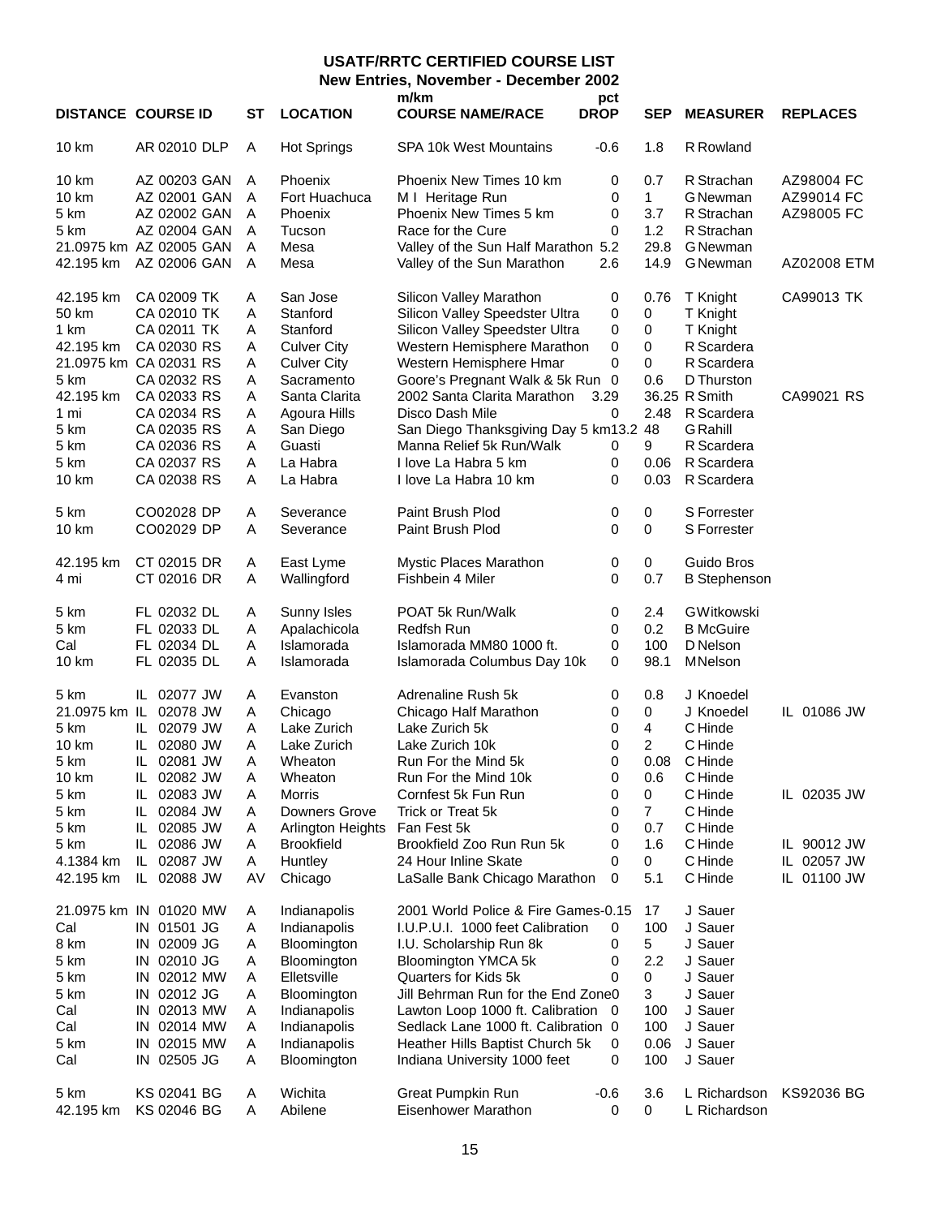# USATF/RRTC CERTIFIED COURSE LIST

## New Entries, November - December 2002

| DISTANCE | COURSE ID | ST | LOCATION | m/km COURSE NAME/RACE | pct DROP | SEP | MEASURER | REPLACES |
|---|---|---|---|---|---|---|---|---|
| 10 km | AR 02010 DLP | A | Hot Springs | SPA 10k West Mountains | -0.6 | 1.8 | R Rowland | |
| 10 km | AZ 00203 GAN | A | Phoenix | Phoenix New Times 10 km | 0 | 0.7 | R Strachan | AZ98004 FC |
| 10 km | AZ 02001 GAN | A | Fort Huachuca | M I Heritage Run | 0 | 1 | G Newman | AZ99014 FC |
| 5 km | AZ 02002 GAN | A | Phoenix | Phoenix New Times 5 km | 0 | 3.7 | R Strachan | AZ98005 FC |
| 5 km | AZ 02004 GAN | A | Tucson | Race for the Cure | 0 | 1.2 | R Strachan | |
| 21.0975 km | AZ 02005 GAN | A | Mesa | Valley of the Sun Half Marathon | 5.2 | 29.8 | G Newman | |
| 42.195 km | AZ 02006 GAN | A | Mesa | Valley of the Sun Marathon | 2.6 | 14.9 | G Newman | AZ02008 ETM |
| 42.195 km | CA 02009 TK | A | San Jose | Silicon Valley Marathon | 0 | 0.76 | T Knight | CA99013 TK |
| 50 km | CA 02010 TK | A | Stanford | Silicon Valley Speedster Ultra | 0 | 0 | T Knight | |
| 1 km | CA 02011 TK | A | Stanford | Silicon Valley Speedster Ultra | 0 | 0 | T Knight | |
| 42.195 km | CA 02030 RS | A | Culver City | Western Hemisphere Marathon | 0 | 0 | R Scardera | |
| 21.0975 km | CA 02031 RS | A | Culver City | Western Hemisphere Hmar | 0 | 0 | R Scardera | |
| 5 km | CA 02032 RS | A | Sacramento | Goore's Pregnant Walk & 5k Run | 0 | 0.6 | D Thurston | |
| 42.195 km | CA 02033 RS | A | Santa Clarita | 2002 Santa Clarita Marathon | 3.29 | 36.25 | R Smith | CA99021 RS |
| 1 mi | CA 02034 RS | A | Agoura Hills | Disco Dash Mile | 0 | 2.48 | R Scardera | |
| 5 km | CA 02035 RS | A | San Diego | San Diego Thanksgiving Day 5 km | 13.2 | 48 | G Rahill | |
| 5 km | CA 02036 RS | A | Guasti | Manna Relief 5k Run/Walk | 0 | 9 | R Scardera | |
| 5 km | CA 02037 RS | A | La Habra | I love La Habra 5 km | 0 | 0.06 | R Scardera | |
| 10 km | CA 02038 RS | A | La Habra | I love La Habra 10 km | 0 | 0.03 | R Scardera | |
| 5 km | CO02028 DP | A | Severance | Paint Brush Plod | 0 | 0 | S Forrester | |
| 10 km | CO02029 DP | A | Severance | Paint Brush Plod | 0 | 0 | S Forrester | |
| 42.195 km | CT 02015 DR | A | East Lyme | Mystic Places Marathon | 0 | 0 | Guido Bros | |
| 4 mi | CT 02016 DR | A | Wallingford | Fishbein 4 Miler | 0 | 0.7 | B Stephenson | |
| 5 km | FL 02032 DL | A | Sunny Isles | POAT 5k Run/Walk | 0 | 2.4 | GWitkowski | |
| 5 km | FL 02033 DL | A | Apalachicola | Redfsh Run | 0 | 0.2 | B McGuire | |
| Cal | FL 02034 DL | A | Islamorada | Islamorada MM80 1000 ft. | 0 | 100 | D Nelson | |
| 10 km | FL 02035 DL | A | Islamorada | Islamorada Columbus Day 10k | 0 | 98.1 | MNelson | |
| 5 km | IL 02077 JW | A | Evanston | Adrenaline Rush 5k | 0 | 0.8 | J Knoedel | |
| 21.0975 km | IL 02078 JW | A | Chicago | Chicago Half Marathon | 0 | 0 | J Knoedel | IL 01086 JW |
| 5 km | IL 02079 JW | A | Lake Zurich | Lake Zurich 5k | 0 | 4 | C Hinde | |
| 10 km | IL 02080 JW | A | Lake Zurich | Lake Zurich 10k | 0 | 2 | C Hinde | |
| 5 km | IL 02081 JW | A | Wheaton | Run For the Mind 5k | 0 | 0.08 | C Hinde | |
| 10 km | IL 02082 JW | A | Wheaton | Run For the Mind 10k | 0 | 0.6 | C Hinde | |
| 5 km | IL 02083 JW | A | Morris | Cornfest 5k Fun Run | 0 | 0 | C Hinde | IL 02035 JW |
| 5 km | IL 02084 JW | A | Downers Grove | Trick or Treat 5k | 0 | 7 | C Hinde | |
| 5 km | IL 02085 JW | A | Arlington Heights | Fan Fest 5k | 0 | 0.7 | C Hinde | |
| 5 km | IL 02086 JW | A | Brookfield | Brookfield Zoo Run Run 5k | 0 | 1.6 | C Hinde | IL 90012 JW |
| 4.1384 km | IL 02087 JW | A | Huntley | 24 Hour Inline Skate | 0 | 0 | C Hinde | IL 02057 JW |
| 42.195 km | IL 02088 JW | AV | Chicago | LaSalle Bank Chicago Marathon | 0 | 5.1 | C Hinde | IL 01100 JW |
| 21.0975 km | IN 01020 MW | A | Indianapolis | 2001 World Police & Fire Games | -0.15 | 17 | J Sauer | |
| Cal | IN 01501 JG | A | Indianapolis | I.U.P.U.I. 1000 feet Calibration | 0 | 100 | J Sauer | |
| 8 km | IN 02009 JG | A | Bloomington | I.U. Scholarship Run 8k | 0 | 5 | J Sauer | |
| 5 km | IN 02010 JG | A | Bloomington | Bloomington YMCA 5k | 0 | 2.2 | J Sauer | |
| 5 km | IN 02012 MW | A | Elletsville | Quarters for Kids 5k | 0 | 0 | J Sauer | |
| 5 km | IN 02012 JG | A | Bloomington | Jill Behrman Run for the End Zone | 0 | 3 | J Sauer | |
| Cal | IN 02013 MW | A | Indianapolis | Lawton Loop 1000 ft. Calibration | 0 | 100 | J Sauer | |
| Cal | IN 02014 MW | A | Indianapolis | Sedlack Lane 1000 ft. Calibration | 0 | 100 | J Sauer | |
| 5 km | IN 02015 MW | A | Indianapolis | Heather Hills Baptist Church 5k | 0 | 0.06 | J Sauer | |
| Cal | IN 02505 JG | A | Bloomington | Indiana University 1000 feet | 0 | 100 | J Sauer | |
| 5 km | KS 02041 BG | A | Wichita | Great Pumpkin Run | -0.6 | 3.6 | L Richardson | KS92036 BG |
| 42.195 km | KS 02046 BG | A | Abilene | Eisenhower Marathon | 0 | 0 | L Richardson | |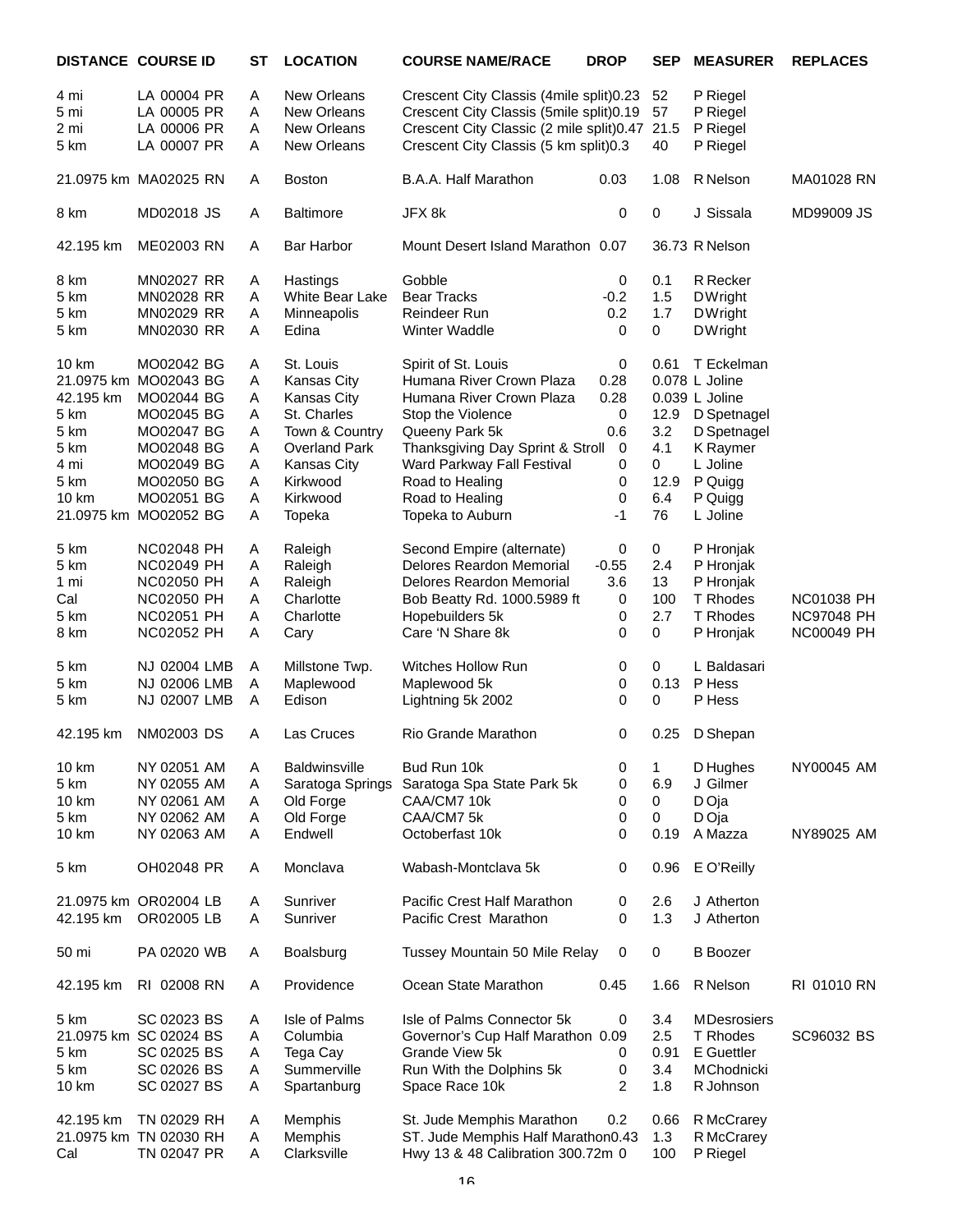| DISTANCE | COURSE ID | ST | LOCATION | COURSE NAME/RACE | DROP | SEP | MEASURER | REPLACES |
|---|---|---|---|---|---|---|---|---|
| 4 mi | LA 00004 PR | A | New Orleans | Crescent City Classis (4mile split) | 0.23 | 52 | P Riegel | |
| 5 mi | LA 00005 PR | A | New Orleans | Crescent City Classis (5mile split) | 0.19 | 57 | P Riegel | |
| 2 mi | LA 00006 PR | A | New Orleans | Crescent City Classic (2 mile split) | 0.47 | 21.5 | P Riegel | |
| 5 km | LA 00007 PR | A | New Orleans | Crescent City Classis (5 km split) | 0.3 | 40 | P Riegel | |
| 21.0975 km | MA02025 RN | A | Boston | B.A.A. Half Marathon | 0.03 | 1.08 | R Nelson | MA01028 RN |
| 8 km | MD02018 JS | A | Baltimore | JFX 8k | 0 | 0 | J Sissala | MD99009 JS |
| 42.195 km | ME02003 RN | A | Bar Harbor | Mount Desert Island Marathon | 0.07 | 36.73 | R Nelson | |
| 8 km | MN02027 RR | A | Hastings | Gobble | 0 | 0.1 | R Recker | |
| 5 km | MN02028 RR | A | White Bear Lake | Bear Tracks | -0.2 | 1.5 | D Wright | |
| 5 km | MN02029 RR | A | Minneapolis | Reindeer Run | 0.2 | 1.7 | D Wright | |
| 5 km | MN02030 RR | A | Edina | Winter Waddle | 0 | 0 | D Wright | |
| 10 km | MO02042 BG | A | St. Louis | Spirit of St. Louis | 0 | 0.61 | T Eckelman | |
| 21.0975 km | MO02043 BG | A | Kansas City | Humana River Crown Plaza | 0.28 | 0.078 | L Joline | |
| 42.195 km | MO02044 BG | A | Kansas City | Humana River Crown Plaza | 0.28 | 0.039 | L Joline | |
| 5 km | MO02045 BG | A | St. Charles | Stop the Violence | 0 | 12.9 | D Spetnagel | |
| 5 km | MO02047 BG | A | Town & Country | Queeny Park 5k | 0.6 | 3.2 | D Spetnagel | |
| 5 km | MO02048 BG | A | Overland Park | Thanksgiving Day Sprint & Stroll | 0 | 4.1 | K Raymer | |
| 4 mi | MO02049 BG | A | Kansas City | Ward Parkway Fall Festival | 0 | 0 | L Joline | |
| 5 km | MO02050 BG | A | Kirkwood | Road to Healing | 0 | 12.9 | P Quigg | |
| 10 km | MO02051 BG | A | Kirkwood | Road to Healing | 0 | 6.4 | P Quigg | |
| 21.0975 km | MO02052 BG | A | Topeka | Topeka to Auburn | -1 | 76 | L Joline | |
| 5 km | NC02048 PH | A | Raleigh | Second Empire (alternate) | 0 | 0 | P Hronjak | |
| 5 km | NC02049 PH | A | Raleigh | Delores Reardon Memorial | -0.55 | 2.4 | P Hronjak | |
| 1 mi | NC02050 PH | A | Raleigh | Delores Reardon Memorial | 3.6 | 13 | P Hronjak | |
| Cal | NC02050 PH | A | Charlotte | Bob Beatty Rd. 1000.5989 ft | 0 | 100 | T Rhodes | NC01038 PH |
| 5 km | NC02051 PH | A | Charlotte | Hopebuilders 5k | 0 | 2.7 | T Rhodes | NC97048 PH |
| 8 km | NC02052 PH | A | Cary | Care 'N Share 8k | 0 | 0 | P Hronjak | NC00049 PH |
| 5 km | NJ 02004 LMB | A | Millstone Twp. | Witches Hollow Run | 0 | 0 | L Baldasari | |
| 5 km | NJ 02006 LMB | A | Maplewood | Maplewood 5k | 0 | 0.13 | P Hess | |
| 5 km | NJ 02007 LMB | A | Edison | Lightning 5k 2002 | 0 | 0 | P Hess | |
| 42.195 km | NM02003 DS | A | Las Cruces | Rio Grande Marathon | 0 | 0.25 | D Shepan | |
| 10 km | NY 02051 AM | A | Baldwinsville | Bud Run 10k | 0 | 1 | D Hughes | NY00045 AM |
| 5 km | NY 02055 AM | A | Saratoga Springs | Saratoga Spa State Park 5k | 0 | 6.9 | J Gilmer | |
| 10 km | NY 02061 AM | A | Old Forge | CAA/CM7 10k | 0 | 0 | D Oja | |
| 5 km | NY 02062 AM | A | Old Forge | CAA/CM7 5k | 0 | 0 | D Oja | |
| 10 km | NY 02063 AM | A | Endwell | Octoberfast 10k | 0 | 0.19 | A Mazza | NY89025 AM |
| 5 km | OH02048 PR | A | Monclava | Wabash-Montclava 5k | 0 | 0.96 | E O'Reilly | |
| 21.0975 km | OR02004 LB | A | Sunriver | Pacific Crest Half Marathon | 0 | 2.6 | J Atherton | |
| 42.195 km | OR02005 LB | A | Sunriver | Pacific Crest Marathon | 0 | 1.3 | J Atherton | |
| 50 mi | PA 02020 WB | A | Boalsburg | Tussey Mountain 50 Mile Relay | 0 | 0 | B Boozer | |
| 42.195 km | RI 02008 RN | A | Providence | Ocean State Marathon | 0.45 | 1.66 | R Nelson | RI 01010 RN |
| 5 km | SC 02023 BS | A | Isle of Palms | Isle of Palms Connector 5k | 0 | 3.4 | M Desrosiers | |
| 21.0975 km | SC 02024 BS | A | Columbia | Governor's Cup Half Marathon | 0.09 | 2.5 | T Rhodes | SC96032 BS |
| 5 km | SC 02025 BS | A | Tega Cay | Grande View 5k | 0 | 0.91 | E Guettler | |
| 5 km | SC 02026 BS | A | Summerville | Run With the Dolphins 5k | 0 | 3.4 | M Chodnicki | |
| 10 km | SC 02027 BS | A | Spartanburg | Space Race 10k | 2 | 1.8 | R Johnson | |
| 42.195 km | TN 02029 RH | A | Memphis | St. Jude Memphis Marathon | 0.2 | 0.66 | R McCrarey | |
| 21.0975 km | TN 02030 RH | A | Memphis | ST. Jude Memphis Half Marathon | 0.43 | 1.3 | R McCrarey | |
| Cal | TN 02047 PR | A | Clarksville | Hwy 13 & 48 Calibration 300.72m | 0 | 100 | P Riegel | |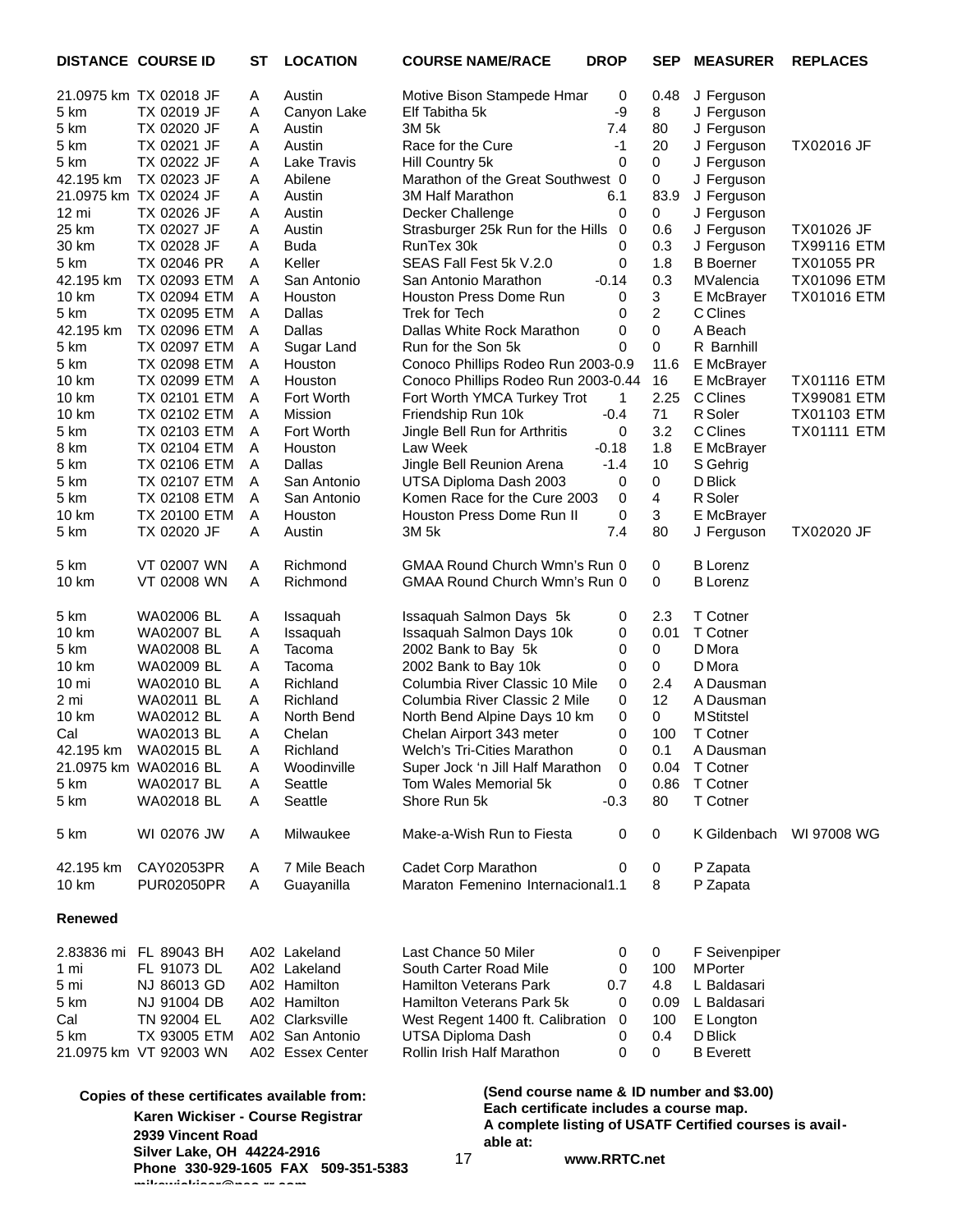| DISTANCE | COURSE ID | ST | LOCATION | COURSE NAME/RACE | DROP | SEP | MEASURER | REPLACES |
|---|---|---|---|---|---|---|---|---|
| 21.0975 km | TX 02018 JF | A | Austin | Motive Bison Stampede Hmar | 0 | 0.48 | J Ferguson | |
| 5 km | TX 02019 JF | A | Canyon Lake | Elf Tabitha 5k | -9 | 8 | J Ferguson | |
| 5 km | TX 02020 JF | A | Austin | 3M 5k | 7.4 | 80 | J Ferguson | |
| 5 km | TX 02021 JF | A | Austin | Race for the Cure | -1 | 20 | J Ferguson | TX02016 JF |
| 5 km | TX 02022 JF | A | Lake Travis | Hill Country 5k | 0 | 0 | J Ferguson | |
| 42.195 km | TX 02023 JF | A | Abilene | Marathon of the Great Southwest | 0 | 0 | J Ferguson | |
| 21.0975 km | TX 02024 JF | A | Austin | 3M Half Marathon | 6.1 | 83.9 | J Ferguson | |
| 12 mi | TX 02026 JF | A | Austin | Decker Challenge | 0 | 0 | J Ferguson | |
| 25 km | TX 02027 JF | A | Austin | Strasburger 25k Run for the Hills | 0 | 0.6 | J Ferguson | TX01026 JF |
| 30 km | TX 02028 JF | A | Buda | RunTex 30k | 0 | 0.3 | J Ferguson | TX99116 ETM |
| 5 km | TX 02046 PR | A | Keller | SEAS Fall Fest 5k V.2.0 | 0 | 1.8 | B Boerner | TX01055 PR |
| 42.195 km | TX 02093 ETM | A | San Antonio | San Antonio Marathon | -0.14 | 0.3 | MValencia | TX01096 ETM |
| 10 km | TX 02094 ETM | A | Houston | Houston Press Dome Run | 0 | 3 | E McBrayer | TX01016 ETM |
| 5 km | TX 02095 ETM | A | Dallas | Trek for Tech | 0 | 2 | C Clines | |
| 42.195 km | TX 02096 ETM | A | Dallas | Dallas White Rock Marathon | 0 | 0 | A Beach | |
| 5 km | TX 02097 ETM | A | Sugar Land | Run for the Son 5k | 0 | 0 | R Barnhill | |
| 5 km | TX 02098 ETM | A | Houston | Conoco Phillips Rodeo Run 2003 | -0.9 | 11.6 | E McBrayer | |
| 10 km | TX 02099 ETM | A | Houston | Conoco Phillips Rodeo Run 2003 | -0.44 | 16 | E McBrayer | TX01116 ETM |
| 10 km | TX 02101 ETM | A | Fort Worth | Fort Worth YMCA Turkey Trot | 1 | 2.25 | C Clines | TX99081 ETM |
| 10 km | TX 02102 ETM | A | Mission | Friendship Run 10k | -0.4 | 71 | R Soler | TX01103 ETM |
| 5 km | TX 02103 ETM | A | Fort Worth | Jingle Bell Run for Arthritis | 0 | 3.2 | C Clines | TX01111 ETM |
| 8 km | TX 02104 ETM | A | Houston | Law Week | -0.18 | 1.8 | E McBrayer | |
| 5 km | TX 02106 ETM | A | Dallas | Jingle Bell Reunion Arena | -1.4 | 10 | S Gehrig | |
| 5 km | TX 02107 ETM | A | San Antonio | UTSA Diploma Dash 2003 | 0 | 0 | D Blick | |
| 5 km | TX 02108 ETM | A | San Antonio | Komen Race for the Cure 2003 | 0 | 4 | R Soler | |
| 10 km | TX 20100 ETM | A | Houston | Houston Press Dome Run II | 0 | 3 | E McBrayer | |
| 5 km | TX 02020 JF | A | Austin | 3M 5k | 7.4 | 80 | J Ferguson | TX02020 JF |
| 5 km | VT 02007 WN | A | Richmond | GMAA Round Church Wmn's Run | 0 | 0 | B Lorenz | |
| 10 km | VT 02008 WN | A | Richmond | GMAA Round Church Wmn's Run | 0 | 0 | B Lorenz | |
| 5 km | WA02006 BL | A | Issaquah | Issaquah Salmon Days 5k | 0 | 2.3 | T Cotner | |
| 10 km | WA02007 BL | A | Issaquah | Issaquah Salmon Days 10k | 0 | 0.01 | T Cotner | |
| 5 km | WA02008 BL | A | Tacoma | 2002 Bank to Bay 5k | 0 | 0 | D Mora | |
| 10 km | WA02009 BL | A | Tacoma | 2002 Bank to Bay 10k | 0 | 0 | D Mora | |
| 10 mi | WA02010 BL | A | Richland | Columbia River Classic 10 Mile | 0 | 2.4 | A Dausman | |
| 2 mi | WA02011 BL | A | Richland | Columbia River Classic 2 Mile | 0 | 12 | A Dausman | |
| 10 km | WA02012 BL | A | North Bend | North Bend Alpine Days 10 km | 0 | 0 | M Stitstel | |
| Cal | WA02013 BL | A | Chelan | Chelan Airport 343 meter | 0 | 100 | T Cotner | |
| 42.195 km | WA02015 BL | A | Richland | Welch's Tri-Cities Marathon | 0 | 0.1 | A Dausman | |
| 21.0975 km | WA02016 BL | A | Woodinville | Super Jock 'n Jill Half Marathon | 0 | 0.04 | T Cotner | |
| 5 km | WA02017 BL | A | Seattle | Tom Wales Memorial 5k | 0 | 0.86 | T Cotner | |
| 5 km | WA02018 BL | A | Seattle | Shore Run 5k | -0.3 | 80 | T Cotner | |
| 5 km | WI 02076 JW | A | Milwaukee | Make-a-Wish Run to Fiesta | 0 | 0 | K Gildenbach | WI 97008 WG |
| 42.195 km | CAY02053PR | A | 7 Mile Beach | Cadet Corp Marathon | 0 | 0 | P Zapata | |
| 10 km | PUR02050PR | A | Guayanilla | Maraton Femenino Internacional | 1.1 | 8 | P Zapata | |

**Renewed**

| DISTANCE | COURSE ID | ST | LOCATION | COURSE NAME/RACE | DROP | SEP | MEASURER | REPLACES |
|---|---|---|---|---|---|---|---|---|
| 2.83836 mi | FL 89043 BH | A02 | Lakeland | Last Chance 50 Miler | 0 | 0 | F Seivenpiper | |
| 1 mi | FL 91073 DL | A02 | Lakeland | South Carter Road Mile | 0 | 100 | M Porter | |
| 5 mi | NJ 86013 GD | A02 | Hamilton | Hamilton Veterans Park | 0.7 | 4.8 | L Baldasari | |
| 5 km | NJ 91004 DB | A02 | Hamilton | Hamilton Veterans Park 5k | 0 | 0.09 | L Baldasari | |
| Cal | TN 92004 EL | A02 | Clarksville | West Regent 1400 ft. Calibration | 0 | 100 | E Longton | |
| 5 km | TX 93005 ETM | A02 | San Antonio | UTSA Diploma Dash | 0 | 0.4 | D Blick | |
| 21.0975 km | VT 92003 WN | A02 | Essex Center | Rollin Irish Half Marathon | 0 | 0 | B Everett | |

**Copies of these certificates available from:**

**Karen Wickiser - Course Registrar**
**2939 Vincent Road**
**Silver Lake, OH 44224-2916**
**Phone 330-929-1605 FAX 509-351-5383**

**(Send course name & ID number and $3.00)**
**Each certificate includes a course map.**
**A complete listing of USATF Certified courses is available at:**
**www.RRTC.net**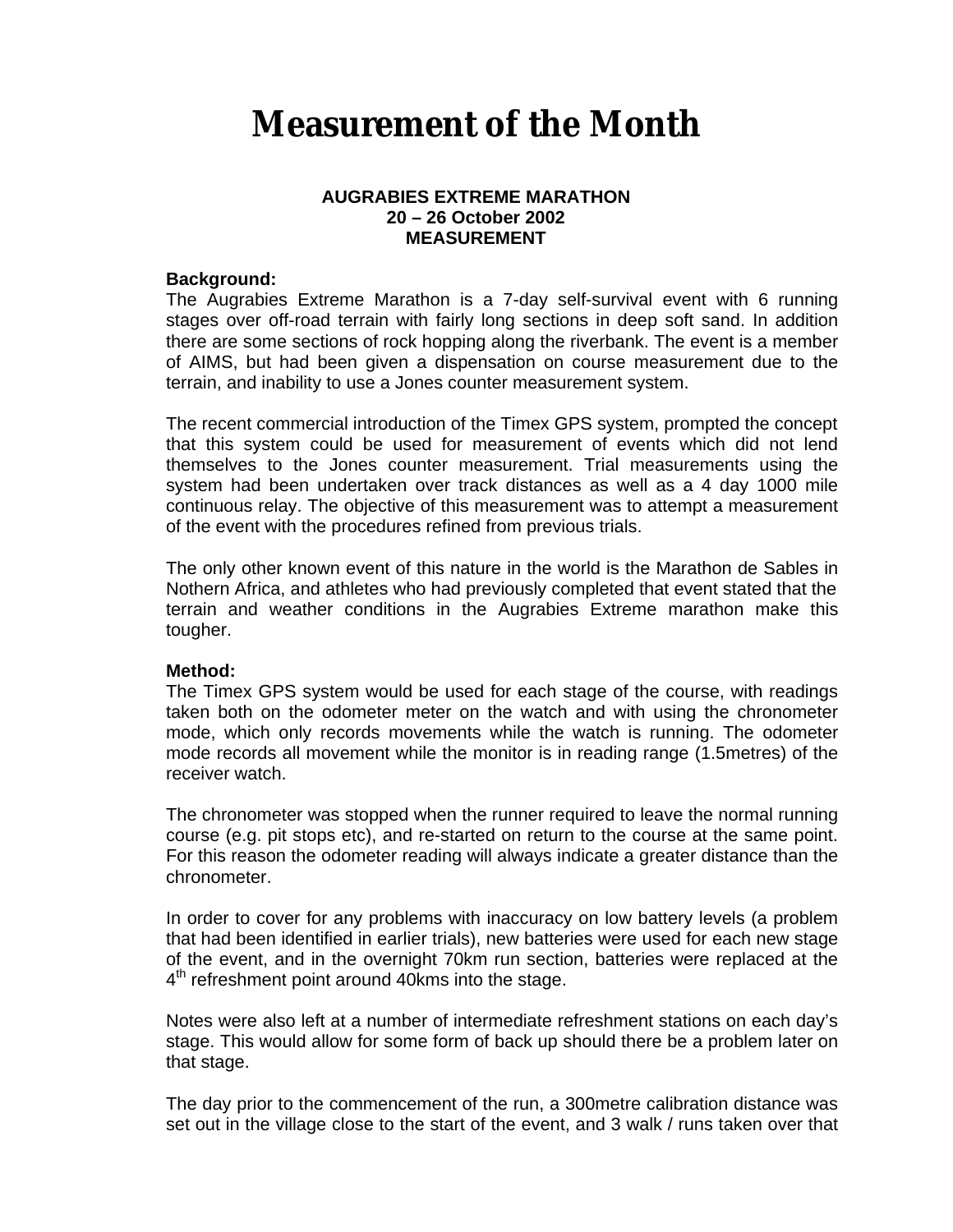# Measurement of the Month

**AUGRABIES EXTREME MARATHON**
**20 – 26 October 2002**
**MEASUREMENT**

**Background:**
The Augrabies Extreme Marathon is a 7-day self-survival event with 6 running stages over off-road terrain with fairly long sections in deep soft sand. In addition there are some sections of rock hopping along the riverbank. The event is a member of AIMS, but had been given a dispensation on course measurement due to the terrain, and inability to use a Jones counter measurement system.

The recent commercial introduction of the Timex GPS system, prompted the concept that this system could be used for measurement of events which did not lend themselves to the Jones counter measurement. Trial measurements using the system had been undertaken over track distances as well as a 4 day 1000 mile continuous relay. The objective of this measurement was to attempt a measurement of the event with the procedures refined from previous trials.

The only other known event of this nature in the world is the Marathon de Sables in Nothern Africa, and athletes who had previously completed that event stated that the terrain and weather conditions in the Augrabies Extreme marathon make this tougher.

**Method:**
The Timex GPS system would be used for each stage of the course, with readings taken both on the odometer meter on the watch and with using the chronometer mode, which only records movements while the watch is running. The odometer mode records all movement while the monitor is in reading range (1.5metres) of the receiver watch.

The chronometer was stopped when the runner required to leave the normal running course (e.g. pit stops etc), and re-started on return to the course at the same point. For this reason the odometer reading will always indicate a greater distance than the chronometer.

In order to cover for any problems with inaccuracy on low battery levels (a problem that had been identified in earlier trials), new batteries were used for each new stage of the event, and in the overnight 70km run section, batteries were replaced at the 4th refreshment point around 40kms into the stage.

Notes were also left at a number of intermediate refreshment stations on each day's stage. This would allow for some form of back up should there be a problem later on that stage.

The day prior to the commencement of the run, a 300metre calibration distance was set out in the village close to the start of the event, and 3 walk / runs taken over that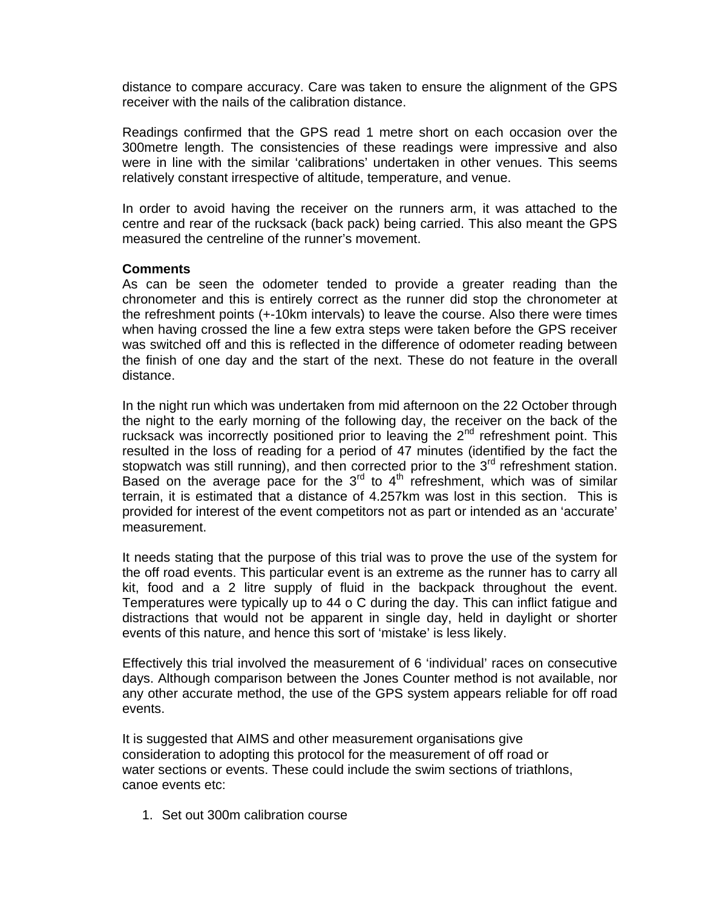distance to compare accuracy. Care was taken to ensure the alignment of the GPS receiver with the nails of the calibration distance.

Readings confirmed that the GPS read 1 metre short on each occasion over the 300metre length. The consistencies of these readings were impressive and also were in line with the similar 'calibrations' undertaken in other venues. This seems relatively constant irrespective of altitude, temperature, and venue.

In order to avoid having the receiver on the runners arm, it was attached to the centre and rear of the rucksack (back pack) being carried. This also meant the GPS measured the centreline of the runner's movement.

**Comments**

As can be seen the odometer tended to provide a greater reading than the chronometer and this is entirely correct as the runner did stop the chronometer at the refreshment points (+-10km intervals) to leave the course. Also there were times when having crossed the line a few extra steps were taken before the GPS receiver was switched off and this is reflected in the difference of odometer reading between the finish of one day and the start of the next. These do not feature in the overall distance.

In the night run which was undertaken from mid afternoon on the 22 October through the night to the early morning of the following day, the receiver on the back of the rucksack was incorrectly positioned prior to leaving the 2nd refreshment point. This resulted in the loss of reading for a period of 47 minutes (identified by the fact the stopwatch was still running), and then corrected prior to the 3rd refreshment station. Based on the average pace for the 3rd to 4th refreshment, which was of similar terrain, it is estimated that a distance of 4.257km was lost in this section. This is provided for interest of the event competitors not as part or intended as an 'accurate' measurement.

It needs stating that the purpose of this trial was to prove the use of the system for the off road events. This particular event is an extreme as the runner has to carry all kit, food and a 2 litre supply of fluid in the backpack throughout the event. Temperatures were typically up to 44 o C during the day. This can inflict fatigue and distractions that would not be apparent in single day, held in daylight or shorter events of this nature, and hence this sort of 'mistake' is less likely.

Effectively this trial involved the measurement of 6 'individual' races on consecutive days. Although comparison between the Jones Counter method is not available, nor any other accurate method, the use of the GPS system appears reliable for off road events.

It is suggested that AIMS and other measurement organisations give consideration to adopting this protocol for the measurement of off road or water sections or events. These could include the swim sections of triathlons, canoe events etc:

1. Set out 300m calibration course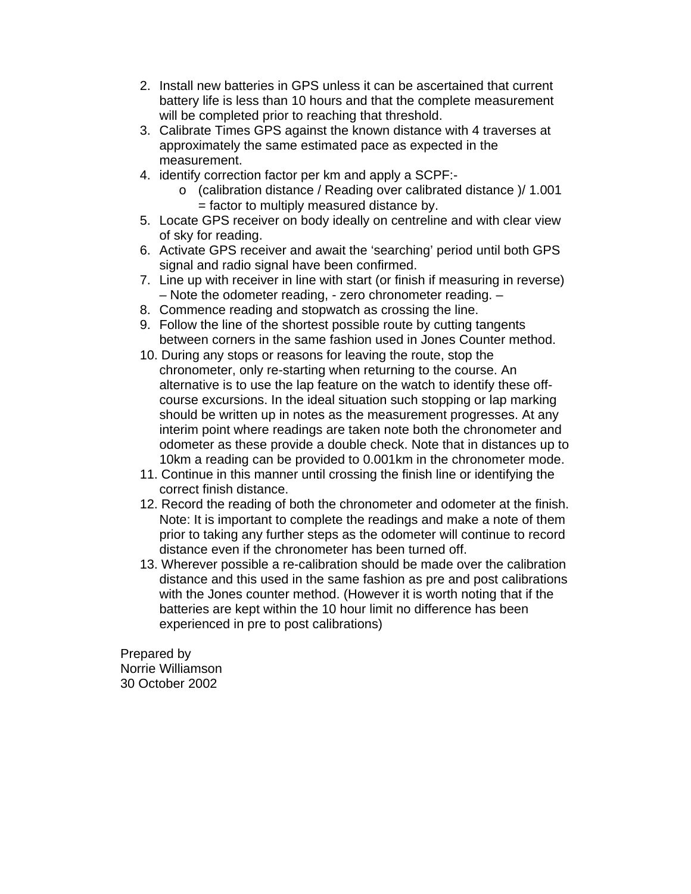2. Install new batteries in GPS unless it can be ascertained that current battery life is less than 10 hours and that the complete measurement will be completed prior to reaching that threshold.
3. Calibrate Times GPS against the known distance with 4 traverses at approximately the same estimated pace as expected in the measurement.
4. identify correction factor per km and apply a SCPF:-
   - (calibration distance / Reading over calibrated distance )/ 1.001 = factor to multiply measured distance by.
5. Locate GPS receiver on body ideally on centreline and with clear view of sky for reading.
6. Activate GPS receiver and await the 'searching' period until both GPS signal and radio signal have been confirmed.
7. Line up with receiver in line with start (or finish if measuring in reverse) – Note the odometer reading, - zero chronometer reading. –
8. Commence reading and stopwatch as crossing the line.
9. Follow the line of the shortest possible route by cutting tangents between corners in the same fashion used in Jones Counter method.
10. During any stops or reasons for leaving the route, stop the chronometer, only re-starting when returning to the course. An alternative is to use the lap feature on the watch to identify these off-course excursions. In the ideal situation such stopping or lap marking should be written up in notes as the measurement progresses. At any interim point where readings are taken note both the chronometer and odometer as these provide a double check. Note that in distances up to 10km a reading can be provided to 0.001km in the chronometer mode.
11. Continue in this manner until crossing the finish line or identifying the correct finish distance.
12. Record the reading of both the chronometer and odometer at the finish. Note: It is important to complete the readings and make a note of them prior to taking any further steps as the odometer will continue to record distance even if the chronometer has been turned off.
13. Wherever possible a re-calibration should be made over the calibration distance and this used in the same fashion as pre and post calibrations with the Jones counter method. (However it is worth noting that if the batteries are kept within the 10 hour limit no difference has been experienced in pre to post calibrations)

Prepared by
Norrie Williamson
30 October 2002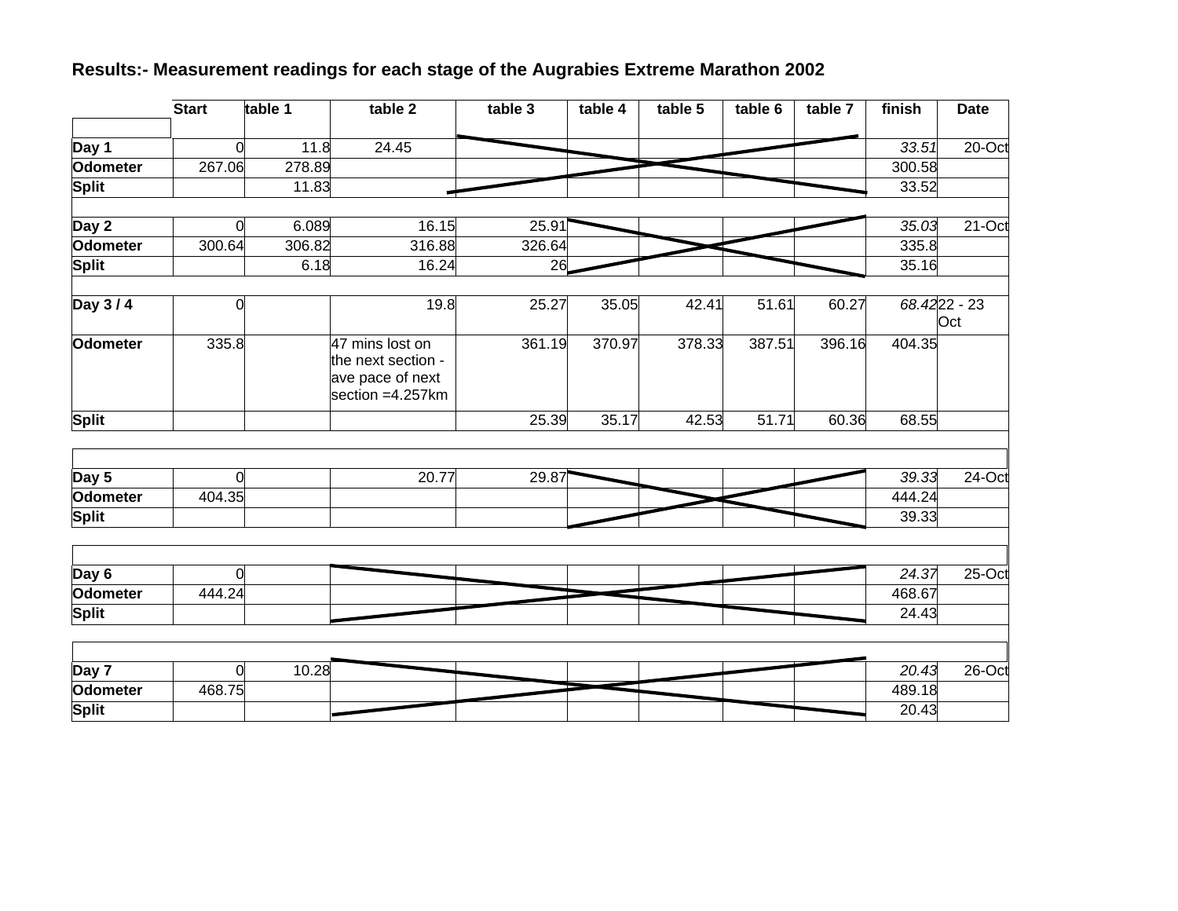**Results:- Measurement readings for each stage of the Augrabies Extreme Marathon 2002**

| | Start | table 1 | table 2 | table 3 | table 4 | table 5 | table 6 | table 7 | finish | Date |
|---|---|---|---|---|---|---|---|---|---|---|
| **Day 1** | 0 | 11.8 | 24.45 | | | | | | *33.51* | 20-Oct |
| **Odometer** | 267.06 | 278.89 | | | | | | | 300.58 | |
| **Split** | | 11.83 | | | | | | | 33.52 | |
| | | | | | | | | | | |
| **Day 2** | 0 | 6.089 | 16.15 | 25.91 | | | | | *35.03* | 21-Oct |
| **Odometer** | 300.64 | 306.82 | 316.88 | 326.64 | | | | | 335.8 | |
| **Split** | | 6.18 | 16.24 | 26 | | | | | 35.16 | |
| | | | | | | | | | | |
| **Day 3 / 4** | 0 | | 19.8 | 25.27 | 35.05 | 42.41 | 51.61 | 60.27 | *68.42* | 22 - 23 Oct |
| **Odometer** | 335.8 | | 47 mins lost on the next section - ave pace of next section =4.257km | 361.19 | 370.97 | 378.33 | 387.51 | 396.16 | 404.35 | |
| **Split** | | | | 25.39 | 35.17 | 42.53 | 51.71 | 60.36 | 68.55 | |
| | | | | | | | | | | |
| **Day 5** | 0 | | 20.77 | 29.87 | | | | | *39.33* | 24-Oct |
| **Odometer** | 404.35 | | | | | | | | 444.24 | |
| **Split** | | | | | | | | | 39.33 | |
| | | | | | | | | | | |
| **Day 6** | 0 | | | | | | | | *24.37* | 25-Oct |
| **Odometer** | 444.24 | | | | | | | | 468.67 | |
| **Split** | | | | | | | | | 24.43 | |
| | | | | | | | | | | |
| **Day 7** | 0 | 10.28 | | | | | | | *20.43* | 26-Oct |
| **Odometer** | 468.75 | | | | | | | | 489.18 | |
| **Split** | | | | | | | | | 20.43 | |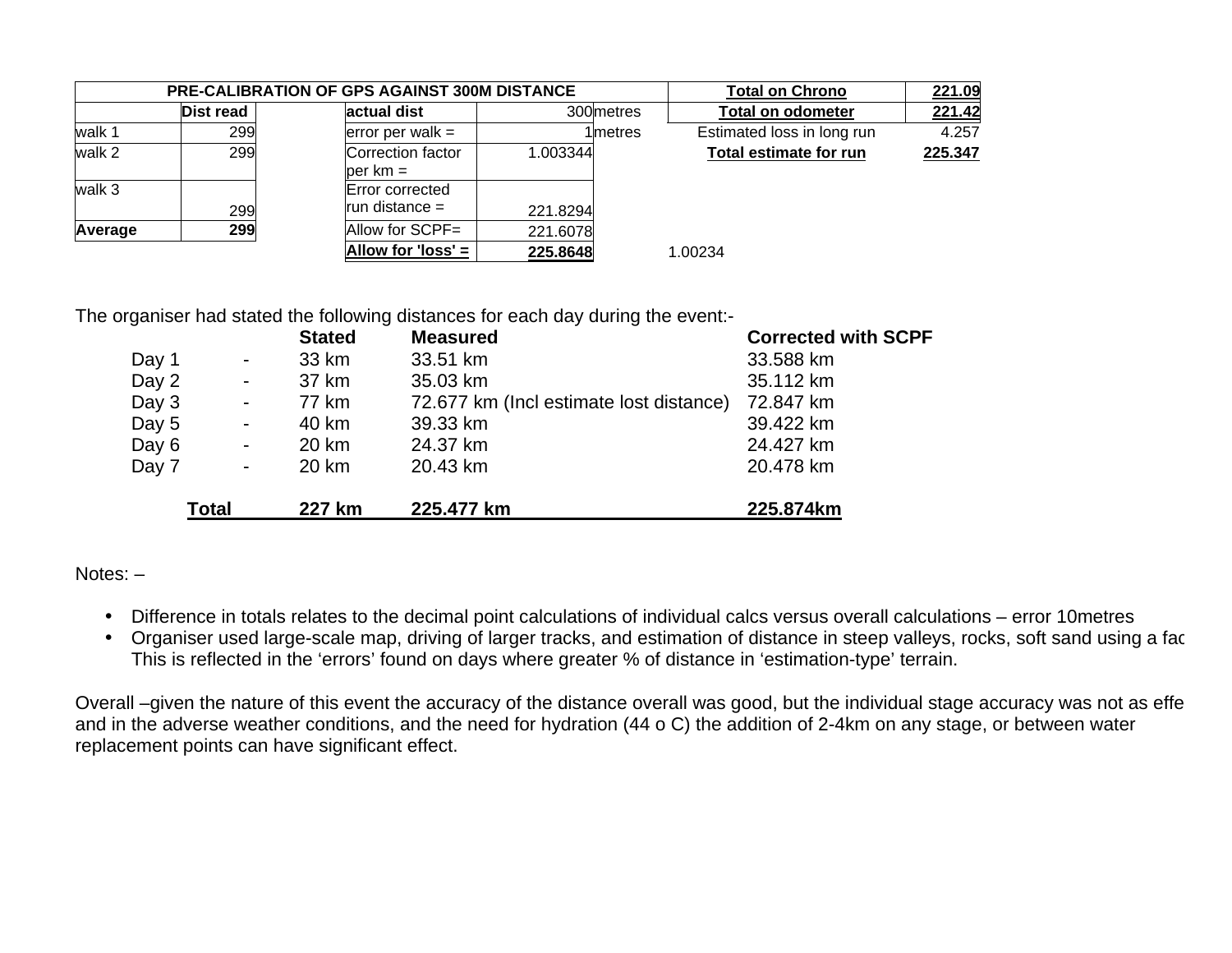| PRE-CALIBRATION OF GPS AGAINST 300M DISTANCE | | | | | |
|---|---|---|---|---|---|
| | **Dist read** | | **actual dist** | 300 | metres |
| walk 1 | 299 | | error per walk = | 1 | metres |
| walk 2 | 299 | | Correction factor per km = | 1.003344 | |
| walk 3 | 299 | | Error corrected run distance = | 221.8294 | |
| **Average** | **299** | | Allow for SCPF= | 221.6078 | |
| | | | **Allow for 'loss' =** | **225.8648** | 1.00234 |

| | |
|---|---|
| **Total on Chrono** | **221.09** |
| **Total on odometer** | **221.42** |
| Estimated loss in long run | 4.257 |
| **Total estimate for run** | **225.347** |

The organiser had stated the following distances for each day during the event:-

| | | Stated | Measured | Corrected with SCPF |
|---|---|---|---|---|
| Day 1 | - | 33 km | 33.51 km | 33.588 km |
| Day 2 | - | 37 km | 35.03 km | 35.112 km |
| Day 3 | - | 77 km | 72.677 km (Incl estimate lost distance) | 72.847 km |
| Day 5 | - | 40 km | 39.33 km | 39.422 km |
| Day 6 | - | 20 km | 24.37 km | 24.427 km |
| Day 7 | - | 20 km | 20.43 km | 20.478 km |
| **Total** | | **227 km** | **225.477 km** | **225.874km** |

Notes: –

- Difference in totals relates to the decimal point calculations of individual calcs versus overall calculations – error 10metres
- Organiser used large-scale map, driving of larger tracks, and estimation of distance in steep valleys, rocks, soft sand using a fac This is reflected in the 'errors' found on days where greater % of distance in 'estimation-type' terrain.

Overall –given the nature of this event the accuracy of the distance overall was good, but the individual stage accuracy was not as effe and in the adverse weather conditions, and the need for hydration (44 o C) the addition of 2-4km on any stage, or between water replacement points can have significant effect.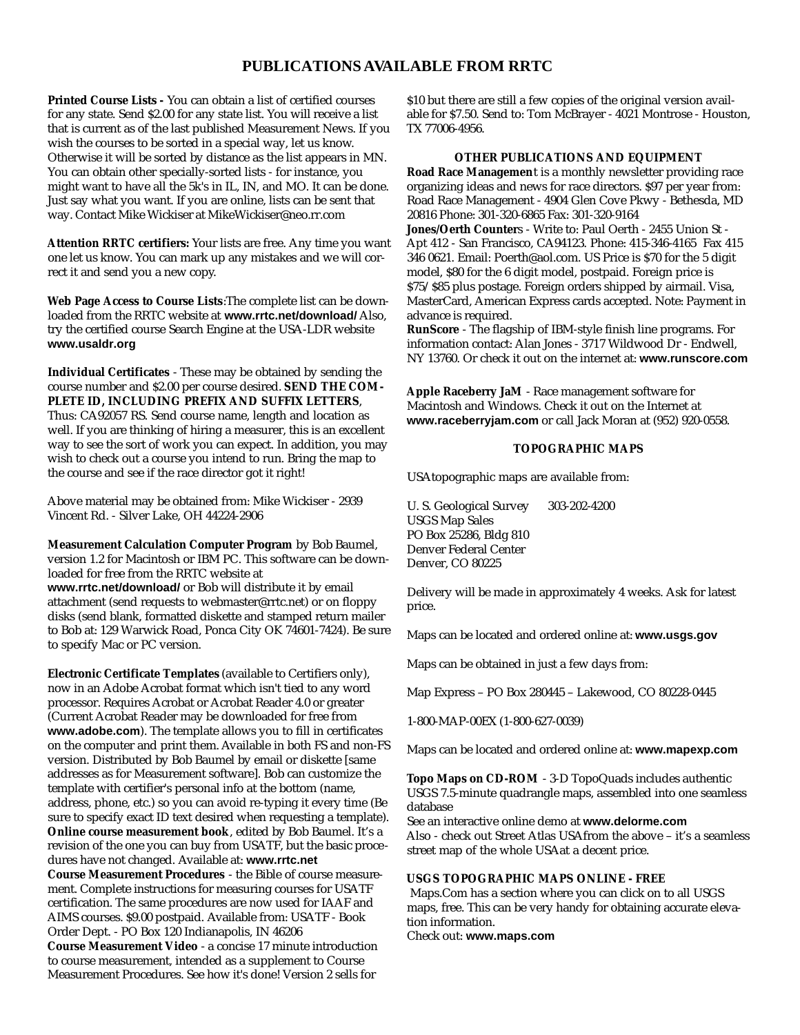# PUBLICATIONS AVAILABLE FROM RRTC

**Printed Course Lists -** You can obtain a list of certified courses for any state. Send $2.00 for any state list. You will receive a list that is current as of the last published Measurement News. If you wish the courses to be sorted in a special way, let us know. Otherwise it will be sorted by distance as the list appears in MN. You can obtain other specially-sorted lists - for instance, you might want to have all the 5k's in IL, IN, and MO. It can be done. Just say what you want. If you are online, lists can be sent that way. Contact Mike Wickiser at MikeWickiser@neo.rr.com

**Attention RRTC certifiers:** Your lists are free. Any time you want one let us know. You can mark up any mistakes and we will correct it and send you a new copy.

**Web Page Access to Course Lists**:The complete list can be downloaded from the RRTC website at **www.rrtc.net/download/** Also, try the certified course Search Engine at the USA-LDR website **www.usaldr.org**

**Individual Certificates** - These may be obtained by sending the course number and $2.00 per course desired. **SEND THE COMPLETE ID, INCLUDING PREFIX AND SUFFIX LETTERS**, Thus: CA92057 RS. Send course name, length and location as well. If you are thinking of hiring a measurer, this is an excellent way to see the sort of work you can expect. In addition, you may wish to check out a course you intend to run. Bring the map to the course and see if the race director got it right!

Above material may be obtained from: Mike Wickiser - 2939 Vincent Rd. - Silver Lake, OH 44224-2906

**Measurement Calculation Computer Program** by Bob Baumel, version 1.2 for Macintosh or IBM PC. This software can be downloaded for free from the RRTC website at **www.rrtc.net/download/** or Bob will distribute it by email attachment (send requests to webmaster@rrtc.net) or on floppy disks (send blank, formatted diskette and stamped return mailer to Bob at: 129 Warwick Road, Ponca City OK 74601-7424). Be sure to specify Mac or PC version.

**Electronic Certificate Templates** (available to Certifiers only), now in an Adobe Acrobat format which isn't tied to any word processor. Requires Acrobat or Acrobat Reader 4.0 or greater (Current Acrobat Reader may be downloaded for free from **www.adobe.com**). The template allows you to fill in certificates on the computer and print them. Available in both FS and non-FS version. Distributed by Bob Baumel by email or diskette [same addresses as for Measurement software]. Bob can customize the template with certifier's personal info at the bottom (name, address, phone, etc.) so you can avoid re-typing it every time (Be sure to specify exact ID text desired when requesting a template).

**Online course measurement book**, edited by Bob Baumel. It's a revision of the one you can buy from USATF, but the basic procedures have not changed. Available at: **www.rrtc.net**

**Course Measurement Procedures** - the Bible of course measurement. Complete instructions for measuring courses for USATF certification. The same procedures are now used for IAAF and AIMS courses. $9.00 postpaid. Available from: USATF - Book Order Dept. - PO Box 120 Indianapolis, IN 46206

**Course Measurement Video** - a concise 17 minute introduction to course measurement, intended as a supplement to Course Measurement Procedures. See how it's done! Version 2 sells for $10 but there are still a few copies of the original version available for $7.50. Send to: Tom McBrayer - 4021 Montrose - Houston, TX 77006-4956.

### OTHER PUBLICATIONS AND EQUIPMENT

**Road Race Managemen**t is a monthly newsletter providing race organizing ideas and news for race directors. $97 per year from: Road Race Management - 4904 Glen Cove Pkwy - Bethesda, MD 20816 Phone: 301-320-6865 Fax: 301-320-9164

**Jones/Oerth Counter**s - Write to: Paul Oerth - 2455 Union St - Apt 412 - San Francisco, CA 94123. Phone: 415-346-4165 Fax 415 346 0621. Email: Poerth@aol.com. US Price is $70 for the 5 digit model, $80 for the 6 digit model, postpaid. Foreign price is $75/ $85 plus postage. Foreign orders shipped by airmail. Visa, MasterCard, American Express cards accepted. Note: Payment in advance is required.

**RunScore** - The flagship of IBM-style finish line programs. For information contact: Alan Jones - 3717 Wildwood Dr - Endwell, NY 13760. Or check it out on the internet at: **www.runscore.com**

**Apple Raceberry JaM** - Race management software for Macintosh and Windows. Check it out on the Internet at **www.raceberryjam.com** or call Jack Moran at (952) 920-0558.

### TOPOGRAPHIC MAPS

USA topographic maps are available from:

U. S. Geological Survey 303-202-4200
USGS Map Sales
PO Box 25286, Bldg 810
Denver Federal Center
Denver, CO 80225

Delivery will be made in approximately 4 weeks. Ask for latest price.

Maps can be located and ordered online at: **www.usgs.gov**

Maps can be obtained in just a few days from:

Map Express – PO Box 280445 – Lakewood, CO 80228-0445

1-800-MAP-00EX (1-800-627-0039)

Maps can be located and ordered online at: **www.mapexp.com**

**Topo Maps on CD-ROM** - 3-D TopoQuads includes authentic USGS 7.5-minute quadrangle maps, assembled into one seamless database
See an interactive online demo at **www.delorme.com**
Also - check out Street Atlas USA from the above – it's a seamless street map of the whole USA at a decent price.

### USGS TOPOGRAPHIC MAPS ONLINE - FREE

Maps.Com has a section where you can click on to all USGS maps, free. This can be very handy for obtaining accurate elevation information.
Check out: **www.maps.com**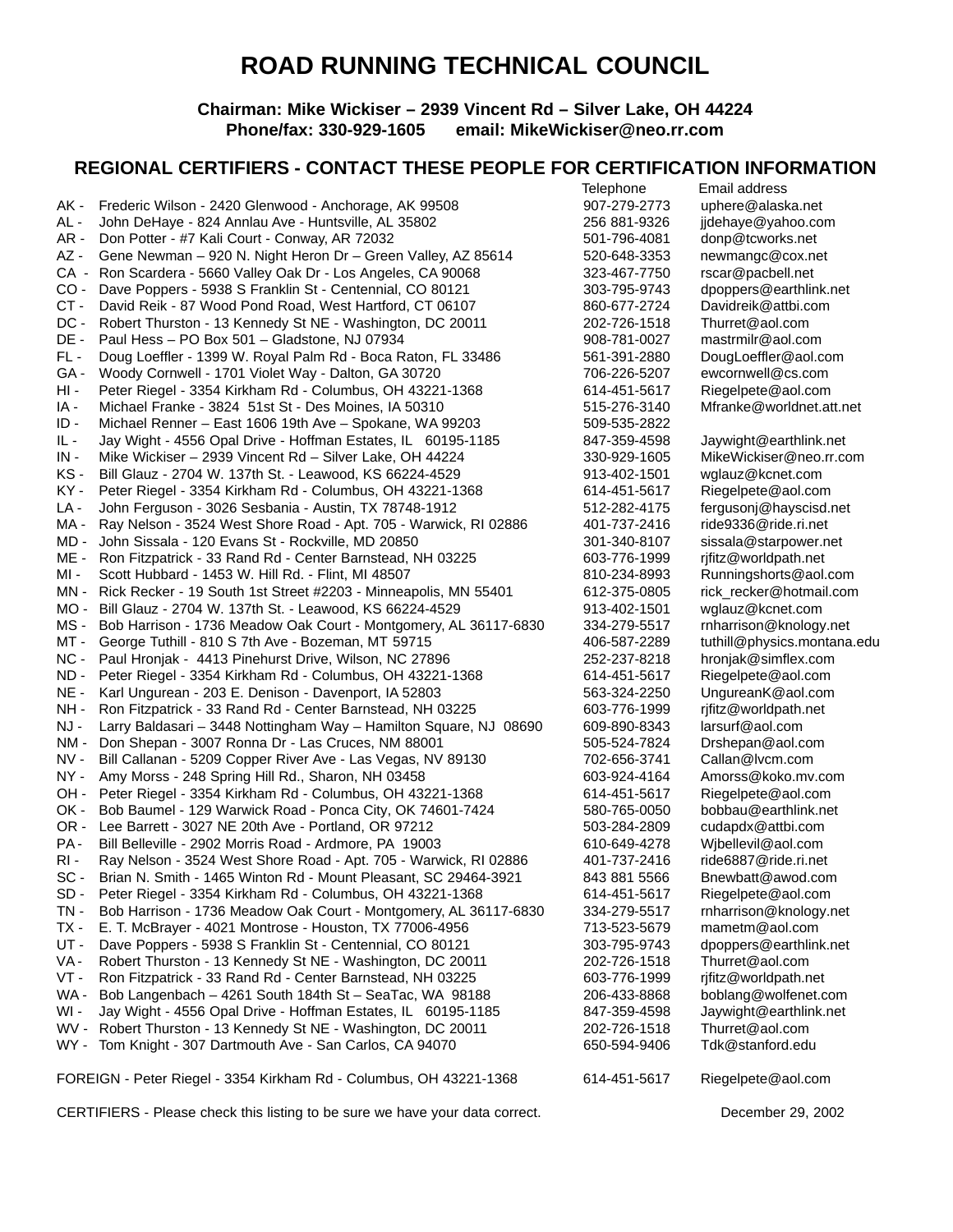# ROAD RUNNING TECHNICAL COUNCIL

**Chairman: Mike Wickiser – 2939 Vincent Rd – Silver Lake, OH 44224**
**Phone/fax: 330-929-1605 email: MikeWickiser@neo.rr.com**

## REGIONAL CERTIFIERS - CONTACT THESE PEOPLE FOR CERTIFICATION INFORMATION

| | | Telephone | Email address |
|---|---|---|---|
| AK - | Frederic Wilson - 2420 Glenwood - Anchorage, AK 99508 | 907-279-2773 | uphere@alaska.net |
| AL - | John DeHaye - 824 Annlau Ave - Huntsville, AL 35802 | 256 881-9326 | jjdehaye@yahoo.com |
| AR - | Don Potter - #7 Kali Court - Conway, AR 72032 | 501-796-4081 | donp@tcworks.net |
| AZ - | Gene Newman – 920 N. Night Heron Dr – Green Valley, AZ 85614 | 520-648-3353 | newmangc@cox.net |
| CA - | Ron Scardera - 5660 Valley Oak Dr - Los Angeles, CA 90068 | 323-467-7750 | rscar@pacbell.net |
| CO - | Dave Poppers - 5938 S Franklin St - Centennial, CO 80121 | 303-795-9743 | dpoppers@earthlink.net |
| CT - | David Reik - 87 Wood Pond Road, West Hartford, CT 06107 | 860-677-2724 | Davidreik@attbi.com |
| DC - | Robert Thurston - 13 Kennedy St NE - Washington, DC 20011 | 202-726-1518 | Thurret@aol.com |
| DE - | Paul Hess – PO Box 501 – Gladstone, NJ 07934 | 908-781-0027 | mastrmilr@aol.com |
| FL - | Doug Loeffler - 1399 W. Royal Palm Rd - Boca Raton, FL 33486 | 561-391-2880 | DougLoeffler@aol.com |
| GA - | Woody Cornwell - 1701 Violet Way - Dalton, GA 30720 | 706-226-5207 | ewcornwell@cs.com |
| HI - | Peter Riegel - 3354 Kirkham Rd - Columbus, OH 43221-1368 | 614-451-5617 | Riegelpete@aol.com |
| IA - | Michael Franke - 3824 51st St - Des Moines, IA 50310 | 515-276-3140 | Mfranke@worldnet.att.net |
| ID - | Michael Renner – East 1606 19th Ave – Spokane, WA 99203 | 509-535-2822 | |
| IL - | Jay Wight - 4556 Opal Drive - Hoffman Estates, IL 60195-1185 | 847-359-4598 | Jaywight@earthlink.net |
| IN - | Mike Wickiser – 2939 Vincent Rd – Silver Lake, OH 44224 | 330-929-1605 | MikeWickiser@neo.rr.com |
| KS - | Bill Glauz - 2704 W. 137th St. - Leawood, KS 66224-4529 | 913-402-1501 | wglauz@kcnet.com |
| KY - | Peter Riegel - 3354 Kirkham Rd - Columbus, OH 43221-1368 | 614-451-5617 | Riegelpete@aol.com |
| LA - | John Ferguson - 3026 Sesbania - Austin, TX 78748-1912 | 512-282-4175 | fergusonj@hayscisd.net |
| MA - | Ray Nelson - 3524 West Shore Road - Apt. 705 - Warwick, RI 02886 | 401-737-2416 | ride9336@ride.ri.net |
| MD - | John Sissala - 120 Evans St - Rockville, MD 20850 | 301-340-8107 | sissala@starpower.net |
| ME - | Ron Fitzpatrick - 33 Rand Rd - Center Barnstead, NH 03225 | 603-776-1999 | rjfitz@worldpath.net |
| MI - | Scott Hubbard - 1453 W. Hill Rd. - Flint, MI 48507 | 810-234-8993 | Runningshorts@aol.com |
| MN - | Rick Recker - 19 South 1st Street #2203 - Minneapolis, MN 55401 | 612-375-0805 | rick_recker@hotmail.com |
| MO - | Bill Glauz - 2704 W. 137th St. - Leawood, KS 66224-4529 | 913-402-1501 | wglauz@kcnet.com |
| MS - | Bob Harrison - 1736 Meadow Oak Court - Montgomery, AL 36117-6830 | 334-279-5517 | rnharrison@knology.net |
| MT - | George Tuthill - 810 S 7th Ave - Bozeman, MT 59715 | 406-587-2289 | tuthill@physics.montana.edu |
| NC - | Paul Hronjak - 4413 Pinehurst Drive, Wilson, NC 27896 | 252-237-8218 | hronjak@simflex.com |
| ND - | Peter Riegel - 3354 Kirkham Rd - Columbus, OH 43221-1368 | 614-451-5617 | Riegelpete@aol.com |
| NE - | Karl Ungurean - 203 E. Denison - Davenport, IA 52803 | 563-324-2250 | UngureanK@aol.com |
| NH - | Ron Fitzpatrick - 33 Rand Rd - Center Barnstead, NH 03225 | 603-776-1999 | rjfitz@worldpath.net |
| NJ - | Larry Baldasari – 3448 Nottingham Way – Hamilton Square, NJ 08690 | 609-890-8343 | larsurf@aol.com |
| NM - | Don Shepan - 3007 Ronna Dr - Las Cruces, NM 88001 | 505-524-7824 | Drshepan@aol.com |
| NV - | Bill Callanan - 5209 Copper River Ave - Las Vegas, NV 89130 | 702-656-3741 | Callan@lvcm.com |
| NY - | Amy Morss - 248 Spring Hill Rd., Sharon, NH 03458 | 603-924-4164 | Amorss@koko.mv.com |
| OH - | Peter Riegel - 3354 Kirkham Rd - Columbus, OH 43221-1368 | 614-451-5617 | Riegelpete@aol.com |
| OK - | Bob Baumel - 129 Warwick Road - Ponca City, OK 74601-7424 | 580-765-0050 | bobbau@earthlink.net |
| OR - | Lee Barrett - 3027 NE 20th Ave - Portland, OR 97212 | 503-284-2809 | cudapdx@attbi.com |
| PA - | Bill Belleville - 2902 Morris Road - Ardmore, PA 19003 | 610-649-4278 | Wjbellevil@aol.com |
| RI - | Ray Nelson - 3524 West Shore Road - Apt. 705 - Warwick, RI 02886 | 401-737-2416 | ride6887@ride.ri.net |
| SC - | Brian N. Smith - 1465 Winton Rd - Mount Pleasant, SC 29464-3921 | 843 881 5566 | Bnewbatt@awod.com |
| SD - | Peter Riegel - 3354 Kirkham Rd - Columbus, OH 43221-1368 | 614-451-5617 | Riegelpete@aol.com |
| TN - | Bob Harrison - 1736 Meadow Oak Court - Montgomery, AL 36117-6830 | 334-279-5517 | rnharrison@knology.net |
| TX - | E. T. McBrayer - 4021 Montrose - Houston, TX 77006-4956 | 713-523-5679 | mametm@aol.com |
| UT - | Dave Poppers - 5938 S Franklin St - Centennial, CO 80121 | 303-795-9743 | dpoppers@earthlink.net |
| VA - | Robert Thurston - 13 Kennedy St NE - Washington, DC 20011 | 202-726-1518 | Thurret@aol.com |
| VT - | Ron Fitzpatrick - 33 Rand Rd - Center Barnstead, NH 03225 | 603-776-1999 | rjfitz@worldpath.net |
| WA - | Bob Langenbach – 4261 South 184th St – SeaTac, WA 98188 | 206-433-8868 | boblang@wolfenet.com |
| WI - | Jay Wight - 4556 Opal Drive - Hoffman Estates, IL 60195-1185 | 847-359-4598 | Jaywight@earthlink.net |
| WV - | Robert Thurston - 13 Kennedy St NE - Washington, DC 20011 | 202-726-1518 | Thurret@aol.com |
| WY - | Tom Knight - 307 Dartmouth Ave - San Carlos, CA 94070 | 650-594-9406 | Tdk@stanford.edu |
| FOREIGN - | Peter Riegel - 3354 Kirkham Rd - Columbus, OH 43221-1368 | 614-451-5617 | Riegelpete@aol.com |

CERTIFIERS - Please check this listing to be sure we have your data correct. December 29, 2002